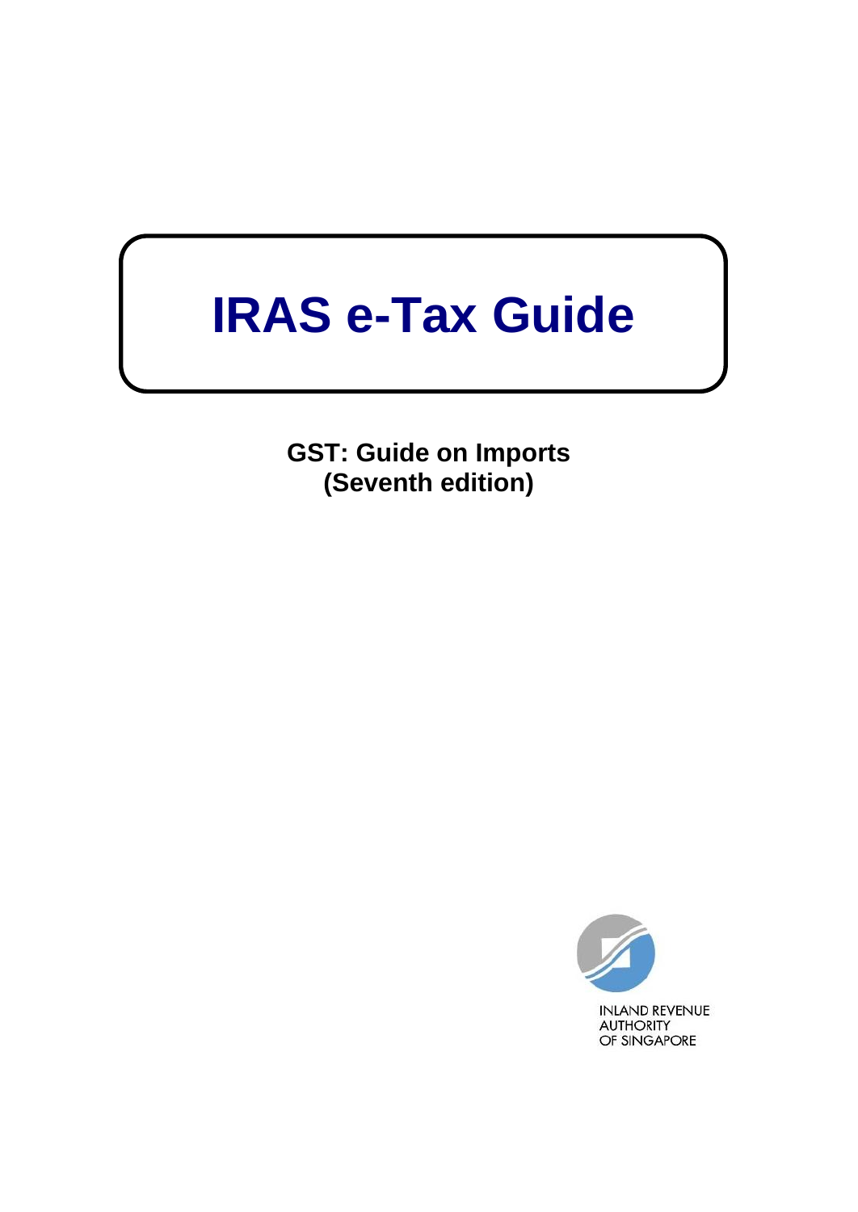# IRAS e-Tax Guide

**GST: Guide on Imports**
**(Seventh edition)**

INLAND REVENUE
AUTHORITY
OF SINGAPORE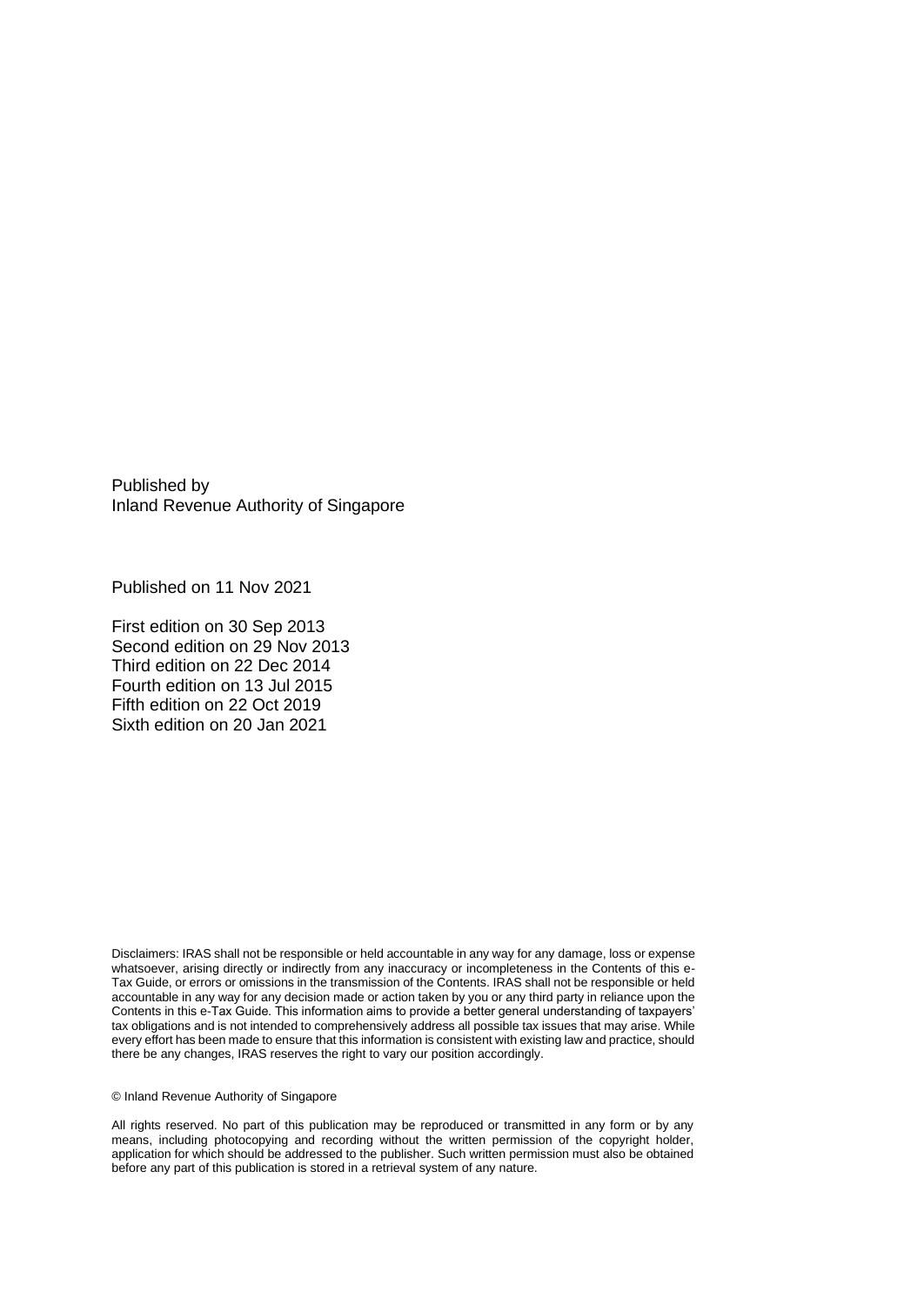Published by
Inland Revenue Authority of Singapore

Published on 11 Nov 2021

First edition on 30 Sep 2013
Second edition on 29 Nov 2013
Third edition on 22 Dec 2014
Fourth edition on 13 Jul 2015
Fifth edition on 22 Oct 2019
Sixth edition on 20 Jan 2021

Disclaimers: IRAS shall not be responsible or held accountable in any way for any damage, loss or expense whatsoever, arising directly or indirectly from any inaccuracy or incompleteness in the Contents of this e-Tax Guide, or errors or omissions in the transmission of the Contents. IRAS shall not be responsible or held accountable in any way for any decision made or action taken by you or any third party in reliance upon the Contents in this e-Tax Guide. This information aims to provide a better general understanding of taxpayers' tax obligations and is not intended to comprehensively address all possible tax issues that may arise. While every effort has been made to ensure that this information is consistent with existing law and practice, should there be any changes, IRAS reserves the right to vary our position accordingly.

© Inland Revenue Authority of Singapore

All rights reserved. No part of this publication may be reproduced or transmitted in any form or by any means, including photocopying and recording without the written permission of the copyright holder, application for which should be addressed to the publisher. Such written permission must also be obtained before any part of this publication is stored in a retrieval system of any nature.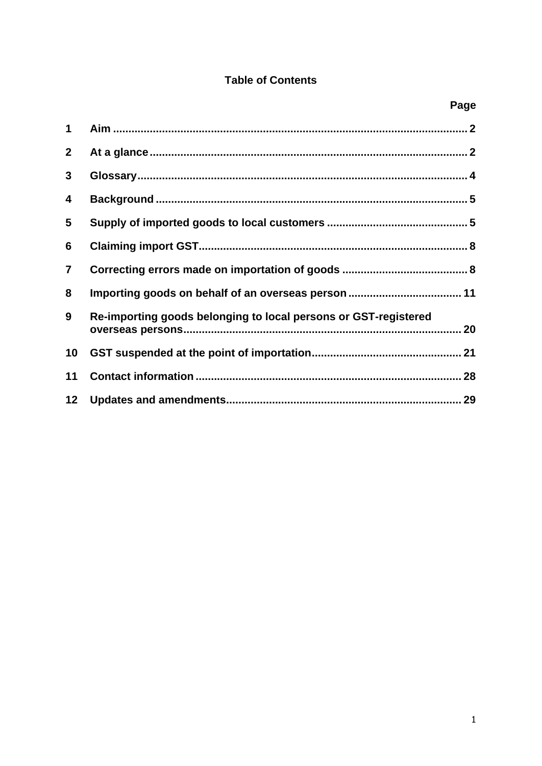**Table of Contents**

| | | Page |
|---|---|---|
| 1 | Aim | 2 |
| 2 | At a glance | 2 |
| 3 | Glossary | 4 |
| 4 | Background | 5 |
| 5 | Supply of imported goods to local customers | 5 |
| 6 | Claiming import GST | 8 |
| 7 | Correcting errors made on importation of goods | 8 |
| 8 | Importing goods on behalf of an overseas person | 11 |
| 9 | Re-importing goods belonging to local persons or GST-registered overseas persons | 20 |
| 10 | GST suspended at the point of importation | 21 |
| 11 | Contact information | 28 |
| 12 | Updates and amendments | 29 |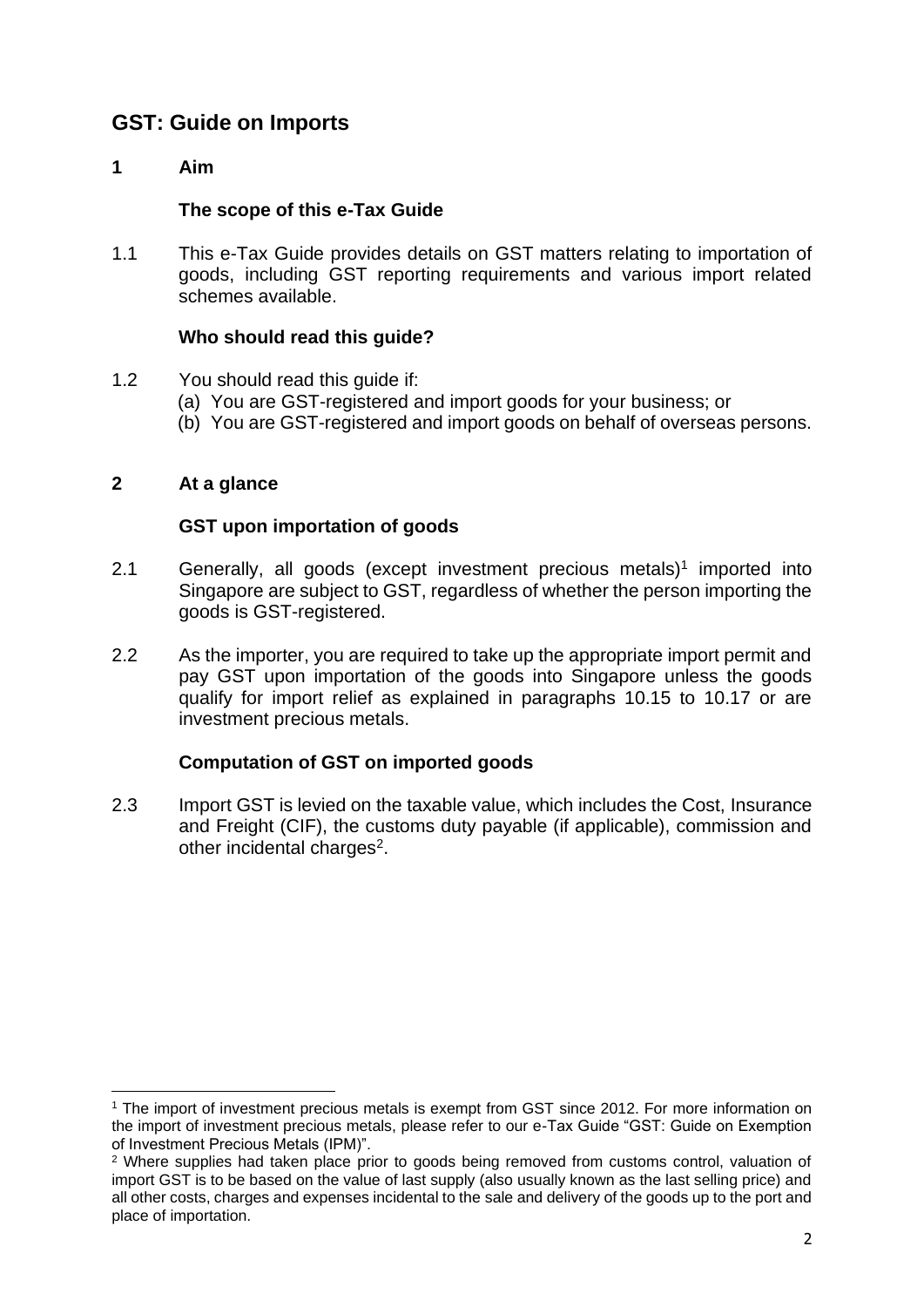# GST: Guide on Imports

## 1 Aim

### The scope of this e-Tax Guide

1.1 This e-Tax Guide provides details on GST matters relating to importation of goods, including GST reporting requirements and various import related schemes available.

### Who should read this guide?

1.2 You should read this guide if:

(a) You are GST-registered and import goods for your business; or

(b) You are GST-registered and import goods on behalf of overseas persons.

## 2 At a glance

### GST upon importation of goods

2.1 Generally, all goods (except investment precious metals)[1] imported into Singapore are subject to GST, regardless of whether the person importing the goods is GST-registered.

2.2 As the importer, you are required to take up the appropriate import permit and pay GST upon importation of the goods into Singapore unless the goods qualify for import relief as explained in paragraphs 10.15 to 10.17 or are investment precious metals.

### Computation of GST on imported goods

2.3 Import GST is levied on the taxable value, which includes the Cost, Insurance and Freight (CIF), the customs duty payable (if applicable), commission and other incidental charges[2].

---

[1] The import of investment precious metals is exempt from GST since 2012. For more information on the import of investment precious metals, please refer to our e-Tax Guide "GST: Guide on Exemption of Investment Precious Metals (IPM)".

[2] Where supplies had taken place prior to goods being removed from customs control, valuation of import GST is to be based on the value of last supply (also usually known as the last selling price) and all other costs, charges and expenses incidental to the sale and delivery of the goods up to the port and place of importation.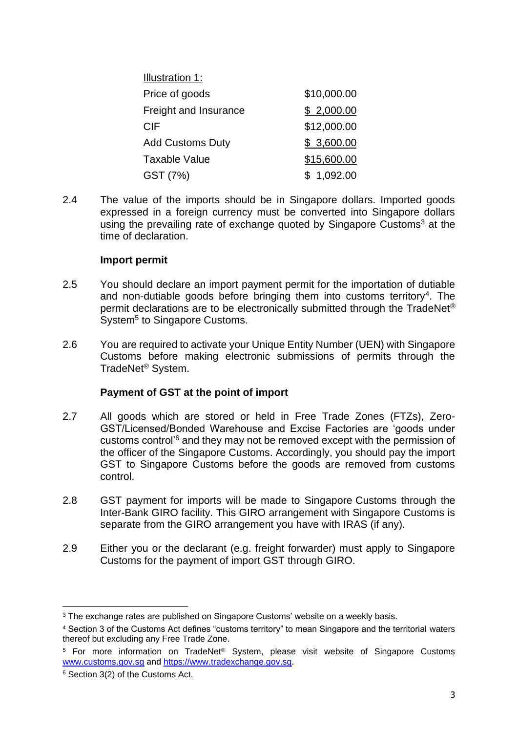Illustration 1:

| | |
|---|---|
| Price of goods | $10,000.00 |
| Freight and Insurance | $ 2,000.00 |
| CIF | $12,000.00 |
| Add Customs Duty | $ 3,600.00 |
| Taxable Value | $15,600.00 |
| GST (7%) | $ 1,092.00 |

2.4 The value of the imports should be in Singapore dollars. Imported goods expressed in a foreign currency must be converted into Singapore dollars using the prevailing rate of exchange quoted by Singapore Customs[3] at the time of declaration.

**Import permit**

2.5 You should declare an import payment permit for the importation of dutiable and non-dutiable goods before bringing them into customs territory[4]. The permit declarations are to be electronically submitted through the TradeNet® System[5] to Singapore Customs.

2.6 You are required to activate your Unique Entity Number (UEN) with Singapore Customs before making electronic submissions of permits through the TradeNet® System.

**Payment of GST at the point of import**

2.7 All goods which are stored or held in Free Trade Zones (FTZs), Zero-GST/Licensed/Bonded Warehouse and Excise Factories are 'goods under customs control'[6] and they may not be removed except with the permission of the officer of the Singapore Customs. Accordingly, you should pay the import GST to Singapore Customs before the goods are removed from customs control.

2.8 GST payment for imports will be made to Singapore Customs through the Inter-Bank GIRO facility. This GIRO arrangement with Singapore Customs is separate from the GIRO arrangement you have with IRAS (if any).

2.9 Either you or the declarant (e.g. freight forwarder) must apply to Singapore Customs for the payment of import GST through GIRO.

---

[3] The exchange rates are published on Singapore Customs' website on a weekly basis.

[4] Section 3 of the Customs Act defines "customs territory" to mean Singapore and the territorial waters thereof but excluding any Free Trade Zone.

[5] For more information on TradeNet® System, please visit website of Singapore Customs www.customs.gov.sg and https://www.tradexchange.gov.sg.

[6] Section 3(2) of the Customs Act.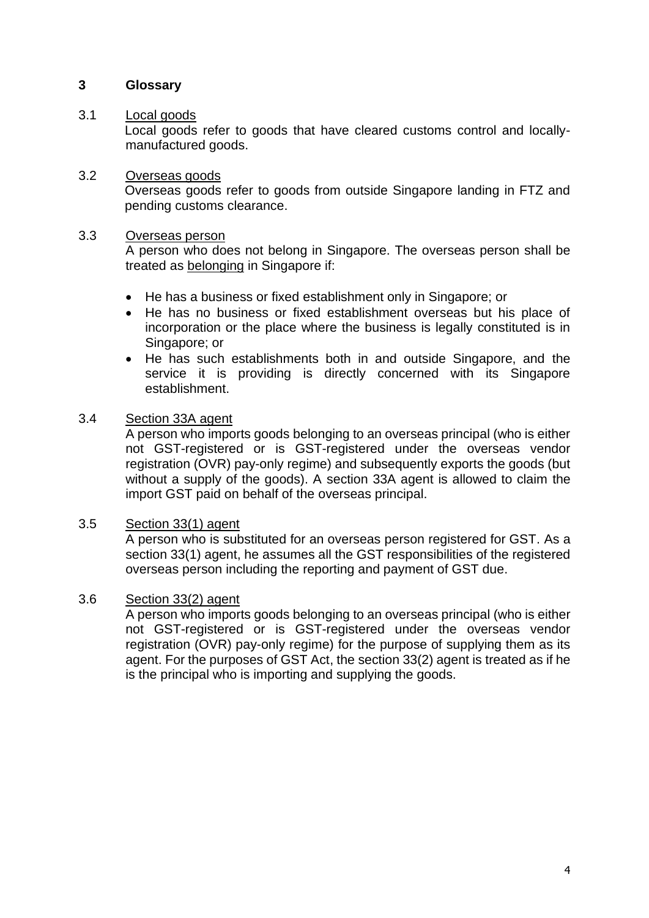## 3 Glossary

3.1 Local goods

Local goods refer to goods that have cleared customs control and locally-manufactured goods.

3.2 Overseas goods

Overseas goods refer to goods from outside Singapore landing in FTZ and pending customs clearance.

3.3 Overseas person

A person who does not belong in Singapore. The overseas person shall be treated as belonging in Singapore if:

- He has a business or fixed establishment only in Singapore; or
- He has no business or fixed establishment overseas but his place of incorporation or the place where the business is legally constituted is in Singapore; or
- He has such establishments both in and outside Singapore, and the service it is providing is directly concerned with its Singapore establishment.

3.4 Section 33A agent

A person who imports goods belonging to an overseas principal (who is either not GST-registered or is GST-registered under the overseas vendor registration (OVR) pay-only regime) and subsequently exports the goods (but without a supply of the goods). A section 33A agent is allowed to claim the import GST paid on behalf of the overseas principal.

3.5 Section 33(1) agent

A person who is substituted for an overseas person registered for GST. As a section 33(1) agent, he assumes all the GST responsibilities of the registered overseas person including the reporting and payment of GST due.

3.6 Section 33(2) agent

A person who imports goods belonging to an overseas principal (who is either not GST-registered or is GST-registered under the overseas vendor registration (OVR) pay-only regime) for the purpose of supplying them as its agent. For the purposes of GST Act, the section 33(2) agent is treated as if he is the principal who is importing and supplying the goods.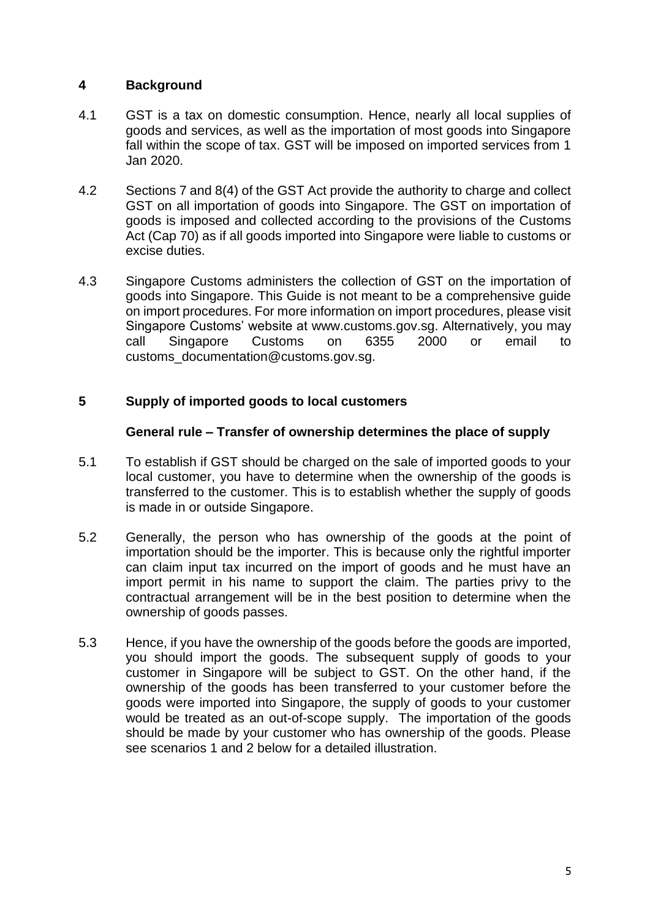## 4 Background

4.1 GST is a tax on domestic consumption. Hence, nearly all local supplies of goods and services, as well as the importation of most goods into Singapore fall within the scope of tax. GST will be imposed on imported services from 1 Jan 2020.

4.2 Sections 7 and 8(4) of the GST Act provide the authority to charge and collect GST on all importation of goods into Singapore. The GST on importation of goods is imposed and collected according to the provisions of the Customs Act (Cap 70) as if all goods imported into Singapore were liable to customs or excise duties.

4.3 Singapore Customs administers the collection of GST on the importation of goods into Singapore. This Guide is not meant to be a comprehensive guide on import procedures. For more information on import procedures, please visit Singapore Customs' website at www.customs.gov.sg. Alternatively, you may call Singapore Customs on 6355 2000 or email to customs_documentation@customs.gov.sg.

## 5 Supply of imported goods to local customers

### General rule – Transfer of ownership determines the place of supply

5.1 To establish if GST should be charged on the sale of imported goods to your local customer, you have to determine when the ownership of the goods is transferred to the customer. This is to establish whether the supply of goods is made in or outside Singapore.

5.2 Generally, the person who has ownership of the goods at the point of importation should be the importer. This is because only the rightful importer can claim input tax incurred on the import of goods and he must have an import permit in his name to support the claim. The parties privy to the contractual arrangement will be in the best position to determine when the ownership of goods passes.

5.3 Hence, if you have the ownership of the goods before the goods are imported, you should import the goods. The subsequent supply of goods to your customer in Singapore will be subject to GST. On the other hand, if the ownership of the goods has been transferred to your customer before the goods were imported into Singapore, the supply of goods to your customer would be treated as an out-of-scope supply. The importation of the goods should be made by your customer who has ownership of the goods. Please see scenarios 1 and 2 below for a detailed illustration.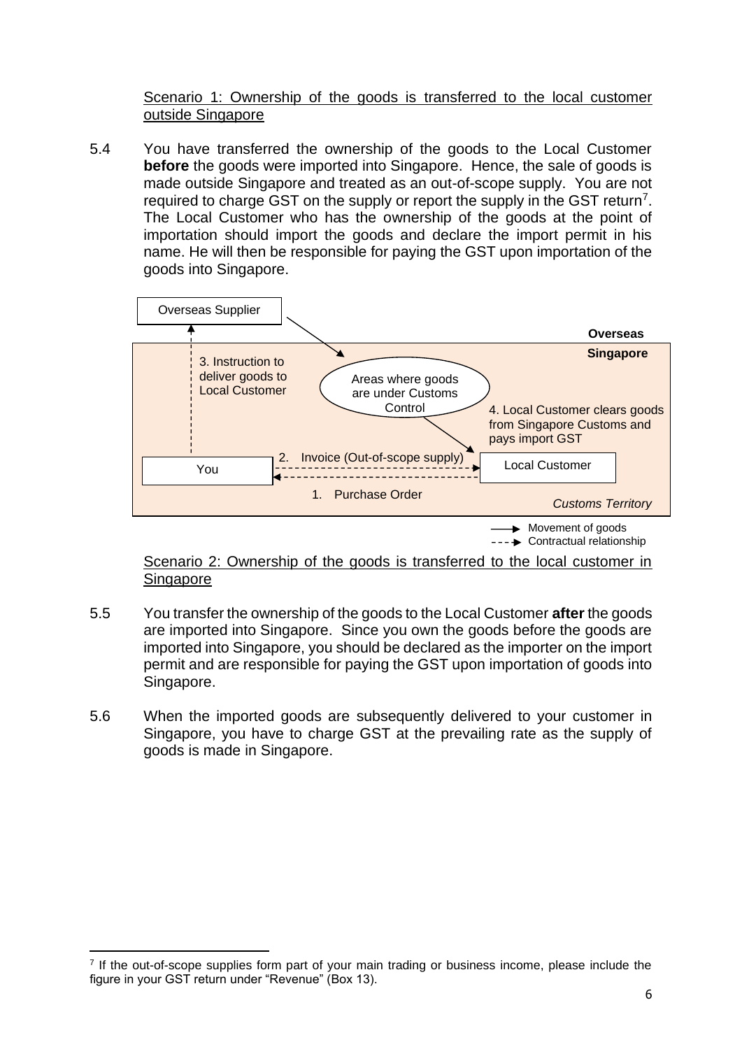Scenario 1: Ownership of the goods is transferred to the local customer outside Singapore

5.4 You have transferred the ownership of the goods to the Local Customer **before** the goods were imported into Singapore. Hence, the sale of goods is made outside Singapore and treated as an out-of-scope supply. You are not required to charge GST on the supply or report the supply in the GST return[7]. The Local Customer who has the ownership of the goods at the point of importation should import the goods and declare the import permit in his name. He will then be responsible for paying the GST upon importation of the goods into Singapore.

Overseas Supplier

**Overseas**

**Singapore**

3. Instruction to deliver goods to Local Customer

Areas where goods are under Customs Control

4. Local Customer clears goods from Singapore Customs and pays import GST

You

2. Invoice (Out-of-scope supply)

Local Customer

1. Purchase Order

*Customs Territory*

Movement of goods

Contractual relationship

Scenario 2: Ownership of the goods is transferred to the local customer in Singapore

5.5 You transfer the ownership of the goods to the Local Customer **after** the goods are imported into Singapore. Since you own the goods before the goods are imported into Singapore, you should be declared as the importer on the import permit and are responsible for paying the GST upon importation of goods into Singapore.

5.6 When the imported goods are subsequently delivered to your customer in Singapore, you have to charge GST at the prevailing rate as the supply of goods is made in Singapore.

[7] If the out-of-scope supplies form part of your main trading or business income, please include the figure in your GST return under "Revenue" (Box 13).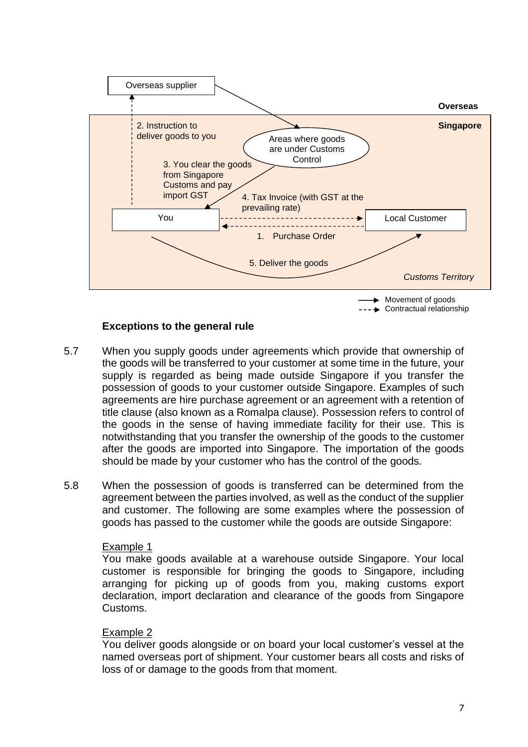Overseas supplier

**Overseas**

**Singapore**

2. Instruction to deliver goods to you

Areas where goods are under Customs Control

3. You clear the goods from Singapore Customs and pay import GST

4. Tax Invoice (with GST at the prevailing rate)

You

Local Customer

1. Purchase Order

5. Deliver the goods

*Customs Territory*

Movement of goods
Contractual relationship

### Exceptions to the general rule

5.7 When you supply goods under agreements which provide that ownership of the goods will be transferred to your customer at some time in the future, your supply is regarded as being made outside Singapore if you transfer the possession of goods to your customer outside Singapore. Examples of such agreements are hire purchase agreement or an agreement with a retention of title clause (also known as a Romalpa clause). Possession refers to control of the goods in the sense of having immediate facility for their use. This is notwithstanding that you transfer the ownership of the goods to the customer after the goods are imported into Singapore. The importation of the goods should be made by your customer who has the control of the goods.

5.8 When the possession of goods is transferred can be determined from the agreement between the parties involved, as well as the conduct of the supplier and customer. The following are some examples where the possession of goods has passed to the customer while the goods are outside Singapore:

Example 1
You make goods available at a warehouse outside Singapore. Your local customer is responsible for bringing the goods to Singapore, including arranging for picking up of goods from you, making customs export declaration, import declaration and clearance of the goods from Singapore Customs.

Example 2
You deliver goods alongside or on board your local customer's vessel at the named overseas port of shipment. Your customer bears all costs and risks of loss of or damage to the goods from that moment.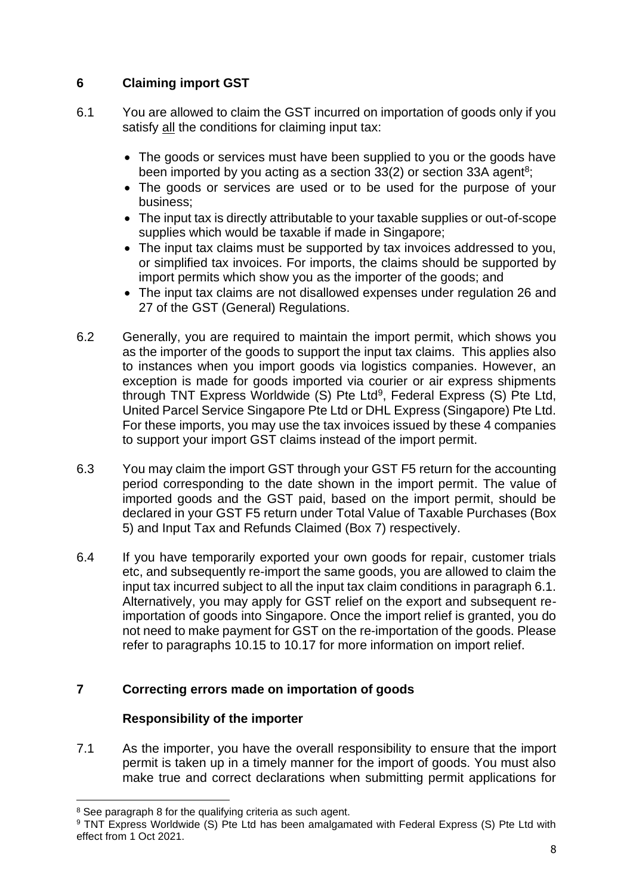## 6 Claiming import GST

6.1 You are allowed to claim the GST incurred on importation of goods only if you satisfy all the conditions for claiming input tax:

- The goods or services must have been supplied to you or the goods have been imported by you acting as a section 33(2) or section 33A agent[8];
- The goods or services are used or to be used for the purpose of your business;
- The input tax is directly attributable to your taxable supplies or out-of-scope supplies which would be taxable if made in Singapore;
- The input tax claims must be supported by tax invoices addressed to you, or simplified tax invoices. For imports, the claims should be supported by import permits which show you as the importer of the goods; and
- The input tax claims are not disallowed expenses under regulation 26 and 27 of the GST (General) Regulations.

6.2 Generally, you are required to maintain the import permit, which shows you as the importer of the goods to support the input tax claims. This applies also to instances when you import goods via logistics companies. However, an exception is made for goods imported via courier or air express shipments through TNT Express Worldwide (S) Pte Ltd[9], Federal Express (S) Pte Ltd, United Parcel Service Singapore Pte Ltd or DHL Express (Singapore) Pte Ltd. For these imports, you may use the tax invoices issued by these 4 companies to support your import GST claims instead of the import permit.

6.3 You may claim the import GST through your GST F5 return for the accounting period corresponding to the date shown in the import permit. The value of imported goods and the GST paid, based on the import permit, should be declared in your GST F5 return under Total Value of Taxable Purchases (Box 5) and Input Tax and Refunds Claimed (Box 7) respectively.

6.4 If you have temporarily exported your own goods for repair, customer trials etc, and subsequently re-import the same goods, you are allowed to claim the input tax incurred subject to all the input tax claim conditions in paragraph 6.1. Alternatively, you may apply for GST relief on the export and subsequent re-importation of goods into Singapore. Once the import relief is granted, you do not need to make payment for GST on the re-importation of the goods. Please refer to paragraphs 10.15 to 10.17 for more information on import relief.

## 7 Correcting errors made on importation of goods

### Responsibility of the importer

7.1 As the importer, you have the overall responsibility to ensure that the import permit is taken up in a timely manner for the import of goods. You must also make true and correct declarations when submitting permit applications for

---

[8] See paragraph 8 for the qualifying criteria as such agent.

[9] TNT Express Worldwide (S) Pte Ltd has been amalgamated with Federal Express (S) Pte Ltd with effect from 1 Oct 2021.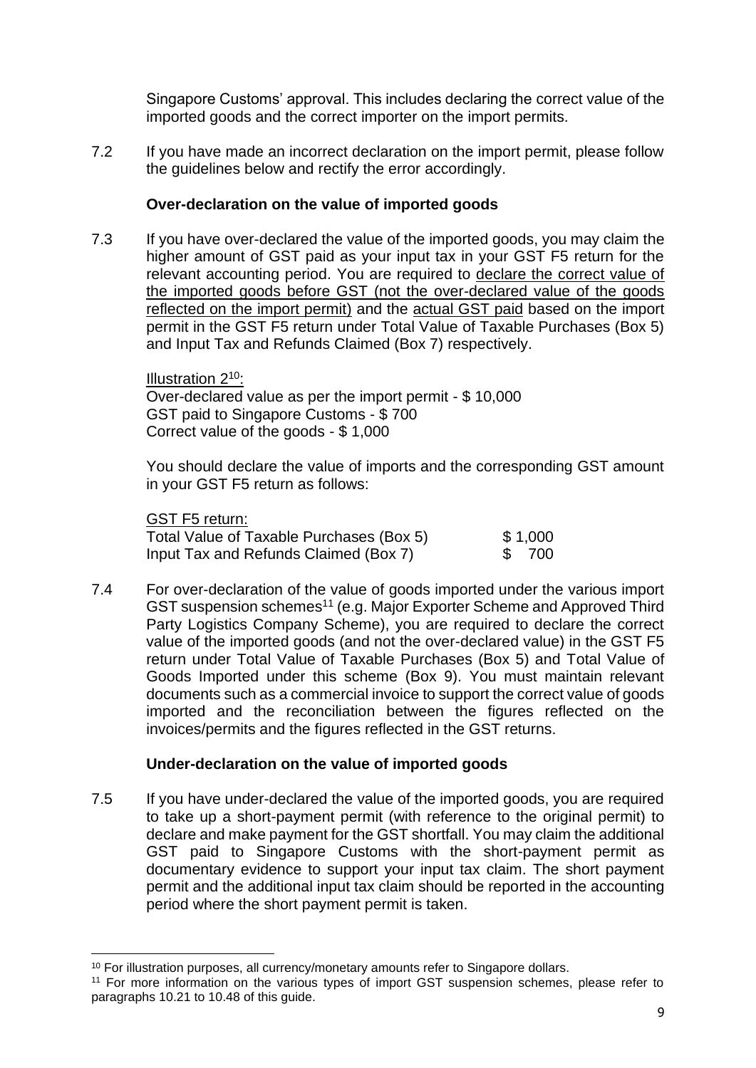Singapore Customs' approval. This includes declaring the correct value of the imported goods and the correct importer on the import permits.

7.2 If you have made an incorrect declaration on the import permit, please follow the guidelines below and rectify the error accordingly.

**Over-declaration on the value of imported goods**

7.3 If you have over-declared the value of the imported goods, you may claim the higher amount of GST paid as your input tax in your GST F5 return for the relevant accounting period. You are required to declare the correct value of the imported goods before GST (not the over-declared value of the goods reflected on the import permit) and the actual GST paid based on the import permit in the GST F5 return under Total Value of Taxable Purchases (Box 5) and Input Tax and Refunds Claimed (Box 7) respectively.

Illustration 2[10]:
Over-declared value as per the import permit - $ 10,000
GST paid to Singapore Customs - $ 700
Correct value of the goods - $ 1,000

You should declare the value of imports and the corresponding GST amount in your GST F5 return as follows:

| GST F5 return: | |
|---|---|
| Total Value of Taxable Purchases (Box 5) | $ 1,000 |
| Input Tax and Refunds Claimed (Box 7) | $ 700 |

7.4 For over-declaration of the value of goods imported under the various import GST suspension schemes[11] (e.g. Major Exporter Scheme and Approved Third Party Logistics Company Scheme), you are required to declare the correct value of the imported goods (and not the over-declared value) in the GST F5 return under Total Value of Taxable Purchases (Box 5) and Total Value of Goods Imported under this scheme (Box 9). You must maintain relevant documents such as a commercial invoice to support the correct value of goods imported and the reconciliation between the figures reflected on the invoices/permits and the figures reflected in the GST returns.

**Under-declaration on the value of imported goods**

7.5 If you have under-declared the value of the imported goods, you are required to take up a short-payment permit (with reference to the original permit) to declare and make payment for the GST shortfall. You may claim the additional GST paid to Singapore Customs with the short-payment permit as documentary evidence to support your input tax claim. The short payment permit and the additional input tax claim should be reported in the accounting period where the short payment permit is taken.

[10] For illustration purposes, all currency/monetary amounts refer to Singapore dollars.

[11] For more information on the various types of import GST suspension schemes, please refer to paragraphs 10.21 to 10.48 of this guide.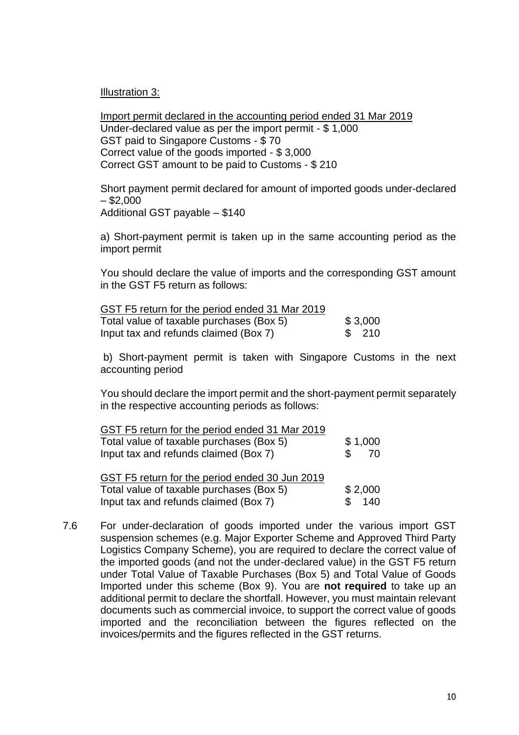Illustration 3:

Import permit declared in the accounting period ended 31 Mar 2019
Under-declared value as per the import permit - $ 1,000
GST paid to Singapore Customs - $ 70
Correct value of the goods imported - $ 3,000
Correct GST amount to be paid to Customs - $ 210

Short payment permit declared for amount of imported goods under-declared – $2,000
Additional GST payable – $140

a) Short-payment permit is taken up in the same accounting period as the import permit

You should declare the value of imports and the corresponding GST amount in the GST F5 return as follows:

| GST F5 return for the period ended 31 Mar 2019 | |
|---|---|
| Total value of taxable purchases (Box 5) | $ 3,000 |
| Input tax and refunds claimed (Box 7) | $ 210 |

b) Short-payment permit is taken with Singapore Customs in the next accounting period

You should declare the import permit and the short-payment permit separately in the respective accounting periods as follows:

| GST F5 return for the period ended 31 Mar 2019 | |
|---|---|
| Total value of taxable purchases (Box 5) | $ 1,000 |
| Input tax and refunds claimed (Box 7) | $ 70 |

| GST F5 return for the period ended 30 Jun 2019 | |
|---|---|
| Total value of taxable purchases (Box 5) | $ 2,000 |
| Input tax and refunds claimed (Box 7) | $ 140 |

7.6 For under-declaration of goods imported under the various import GST suspension schemes (e.g. Major Exporter Scheme and Approved Third Party Logistics Company Scheme), you are required to declare the correct value of the imported goods (and not the under-declared value) in the GST F5 return under Total Value of Taxable Purchases (Box 5) and Total Value of Goods Imported under this scheme (Box 9). You are **not required** to take up an additional permit to declare the shortfall. However, you must maintain relevant documents such as commercial invoice, to support the correct value of goods imported and the reconciliation between the figures reflected on the invoices/permits and the figures reflected in the GST returns.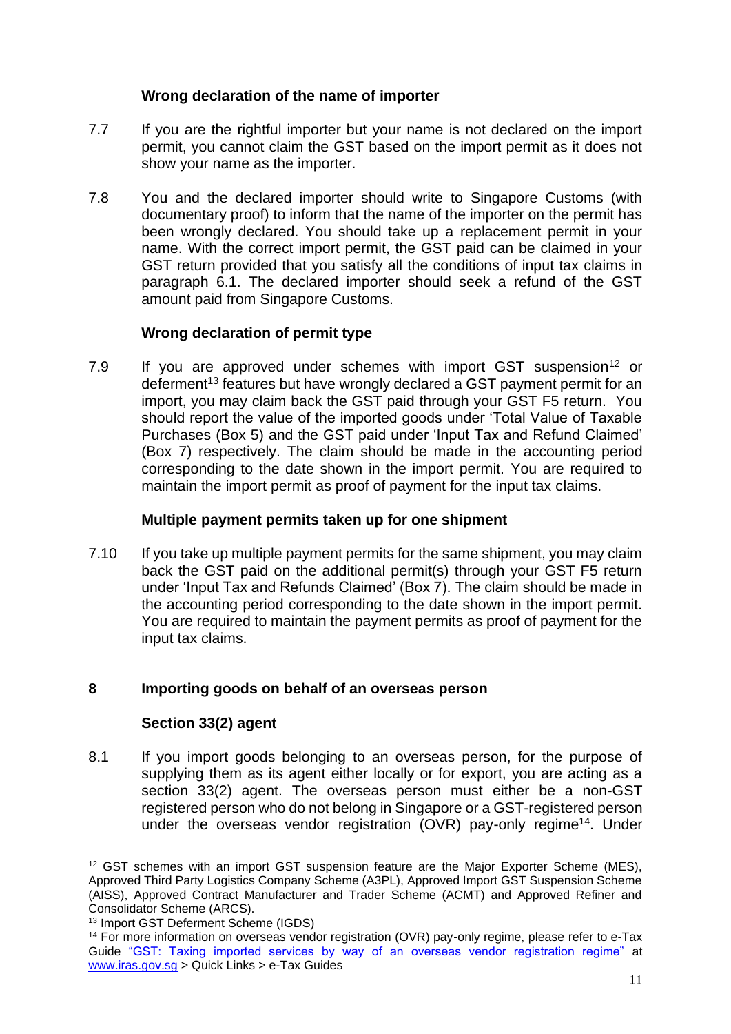**Wrong declaration of the name of importer**

7.7 If you are the rightful importer but your name is not declared on the import permit, you cannot claim the GST based on the import permit as it does not show your name as the importer.

7.8 You and the declared importer should write to Singapore Customs (with documentary proof) to inform that the name of the importer on the permit has been wrongly declared. You should take up a replacement permit in your name. With the correct import permit, the GST paid can be claimed in your GST return provided that you satisfy all the conditions of input tax claims in paragraph 6.1. The declared importer should seek a refund of the GST amount paid from Singapore Customs.

**Wrong declaration of permit type**

7.9 If you are approved under schemes with import GST suspension[12] or deferment[13] features but have wrongly declared a GST payment permit for an import, you may claim back the GST paid through your GST F5 return. You should report the value of the imported goods under 'Total Value of Taxable Purchases (Box 5) and the GST paid under 'Input Tax and Refund Claimed' (Box 7) respectively. The claim should be made in the accounting period corresponding to the date shown in the import permit. You are required to maintain the import permit as proof of payment for the input tax claims.

**Multiple payment permits taken up for one shipment**

7.10 If you take up multiple payment permits for the same shipment, you may claim back the GST paid on the additional permit(s) through your GST F5 return under 'Input Tax and Refunds Claimed' (Box 7). The claim should be made in the accounting period corresponding to the date shown in the import permit. You are required to maintain the payment permits as proof of payment for the input tax claims.

## 8 Importing goods on behalf of an overseas person

**Section 33(2) agent**

8.1 If you import goods belonging to an overseas person, for the purpose of supplying them as its agent either locally or for export, you are acting as a section 33(2) agent. The overseas person must either be a non-GST registered person who do not belong in Singapore or a GST-registered person under the overseas vendor registration (OVR) pay-only regime[14]. Under

---

[12] GST schemes with an import GST suspension feature are the Major Exporter Scheme (MES), Approved Third Party Logistics Company Scheme (A3PL), Approved Import GST Suspension Scheme (AISS), Approved Contract Manufacturer and Trader Scheme (ACMT) and Approved Refiner and Consolidator Scheme (ARCS).

[13] Import GST Deferment Scheme (IGDS)

[14] For more information on overseas vendor registration (OVR) pay-only regime, please refer to e-Tax Guide "GST: Taxing imported services by way of an overseas vendor registration regime" at www.iras.gov.sg > Quick Links > e-Tax Guides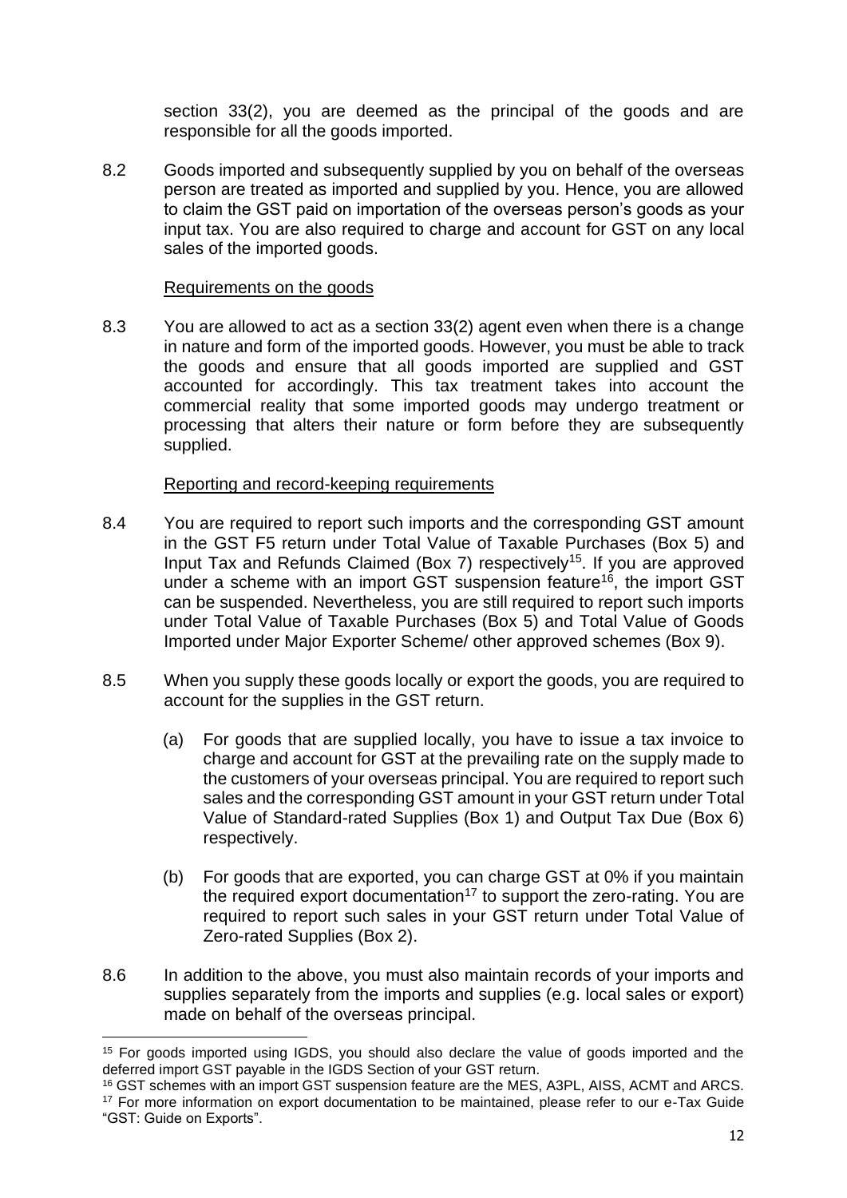section 33(2), you are deemed as the principal of the goods and are responsible for all the goods imported.

8.2 Goods imported and subsequently supplied by you on behalf of the overseas person are treated as imported and supplied by you. Hence, you are allowed to claim the GST paid on importation of the overseas person's goods as your input tax. You are also required to charge and account for GST on any local sales of the imported goods.

Requirements on the goods

8.3 You are allowed to act as a section 33(2) agent even when there is a change in nature and form of the imported goods. However, you must be able to track the goods and ensure that all goods imported are supplied and GST accounted for accordingly. This tax treatment takes into account the commercial reality that some imported goods may undergo treatment or processing that alters their nature or form before they are subsequently supplied.

Reporting and record-keeping requirements

8.4 You are required to report such imports and the corresponding GST amount in the GST F5 return under Total Value of Taxable Purchases (Box 5) and Input Tax and Refunds Claimed (Box 7) respectively[15]. If you are approved under a scheme with an import GST suspension feature[16], the import GST can be suspended. Nevertheless, you are still required to report such imports under Total Value of Taxable Purchases (Box 5) and Total Value of Goods Imported under Major Exporter Scheme/ other approved schemes (Box 9).

8.5 When you supply these goods locally or export the goods, you are required to account for the supplies in the GST return.

(a) For goods that are supplied locally, you have to issue a tax invoice to charge and account for GST at the prevailing rate on the supply made to the customers of your overseas principal. You are required to report such sales and the corresponding GST amount in your GST return under Total Value of Standard-rated Supplies (Box 1) and Output Tax Due (Box 6) respectively.

(b) For goods that are exported, you can charge GST at 0% if you maintain the required export documentation[17] to support the zero-rating. You are required to report such sales in your GST return under Total Value of Zero-rated Supplies (Box 2).

8.6 In addition to the above, you must also maintain records of your imports and supplies separately from the imports and supplies (e.g. local sales or export) made on behalf of the overseas principal.

---

[15] For goods imported using IGDS, you should also declare the value of goods imported and the deferred import GST payable in the IGDS Section of your GST return.

[16] GST schemes with an import GST suspension feature are the MES, A3PL, AISS, ACMT and ARCS.

[17] For more information on export documentation to be maintained, please refer to our e-Tax Guide "GST: Guide on Exports".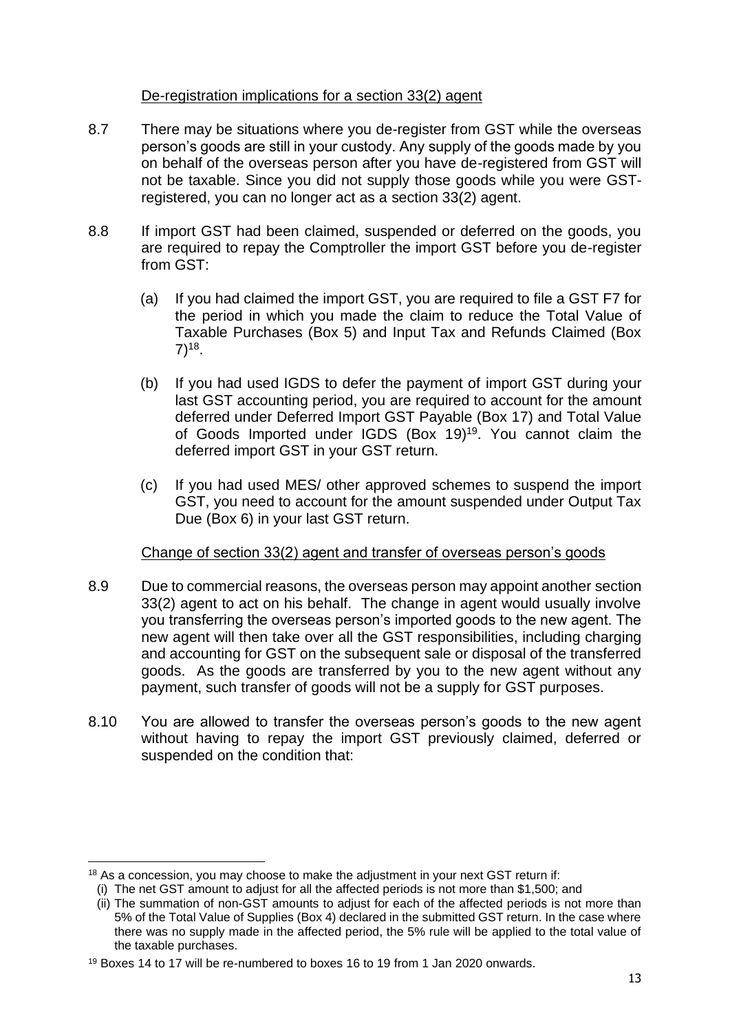De-registration implications for a section 33(2) agent

8.7 There may be situations where you de-register from GST while the overseas person's goods are still in your custody. Any supply of the goods made by you on behalf of the overseas person after you have de-registered from GST will not be taxable. Since you did not supply those goods while you were GST-registered, you can no longer act as a section 33(2) agent.

8.8 If import GST had been claimed, suspended or deferred on the goods, you are required to repay the Comptroller the import GST before you de-register from GST:

(a) If you had claimed the import GST, you are required to file a GST F7 for the period in which you made the claim to reduce the Total Value of Taxable Purchases (Box 5) and Input Tax and Refunds Claimed (Box 7)[18].

(b) If you had used IGDS to defer the payment of import GST during your last GST accounting period, you are required to account for the amount deferred under Deferred Import GST Payable (Box 17) and Total Value of Goods Imported under IGDS (Box 19)[19]. You cannot claim the deferred import GST in your GST return.

(c) If you had used MES/ other approved schemes to suspend the import GST, you need to account for the amount suspended under Output Tax Due (Box 6) in your last GST return.

Change of section 33(2) agent and transfer of overseas person's goods

8.9 Due to commercial reasons, the overseas person may appoint another section 33(2) agent to act on his behalf. The change in agent would usually involve you transferring the overseas person's imported goods to the new agent. The new agent will then take over all the GST responsibilities, including charging and accounting for GST on the subsequent sale or disposal of the transferred goods. As the goods are transferred by you to the new agent without any payment, such transfer of goods will not be a supply for GST purposes.

8.10 You are allowed to transfer the overseas person's goods to the new agent without having to repay the import GST previously claimed, deferred or suspended on the condition that:

---

[18] As a concession, you may choose to make the adjustment in your next GST return if:
(i) The net GST amount to adjust for all the affected periods is not more than $1,500; and
(ii) The summation of non-GST amounts to adjust for each of the affected periods is not more than 5% of the Total Value of Supplies (Box 4) declared in the submitted GST return. In the case where there was no supply made in the affected period, the 5% rule will be applied to the total value of the taxable purchases.

[19] Boxes 14 to 17 will be re-numbered to boxes 16 to 19 from 1 Jan 2020 onwards.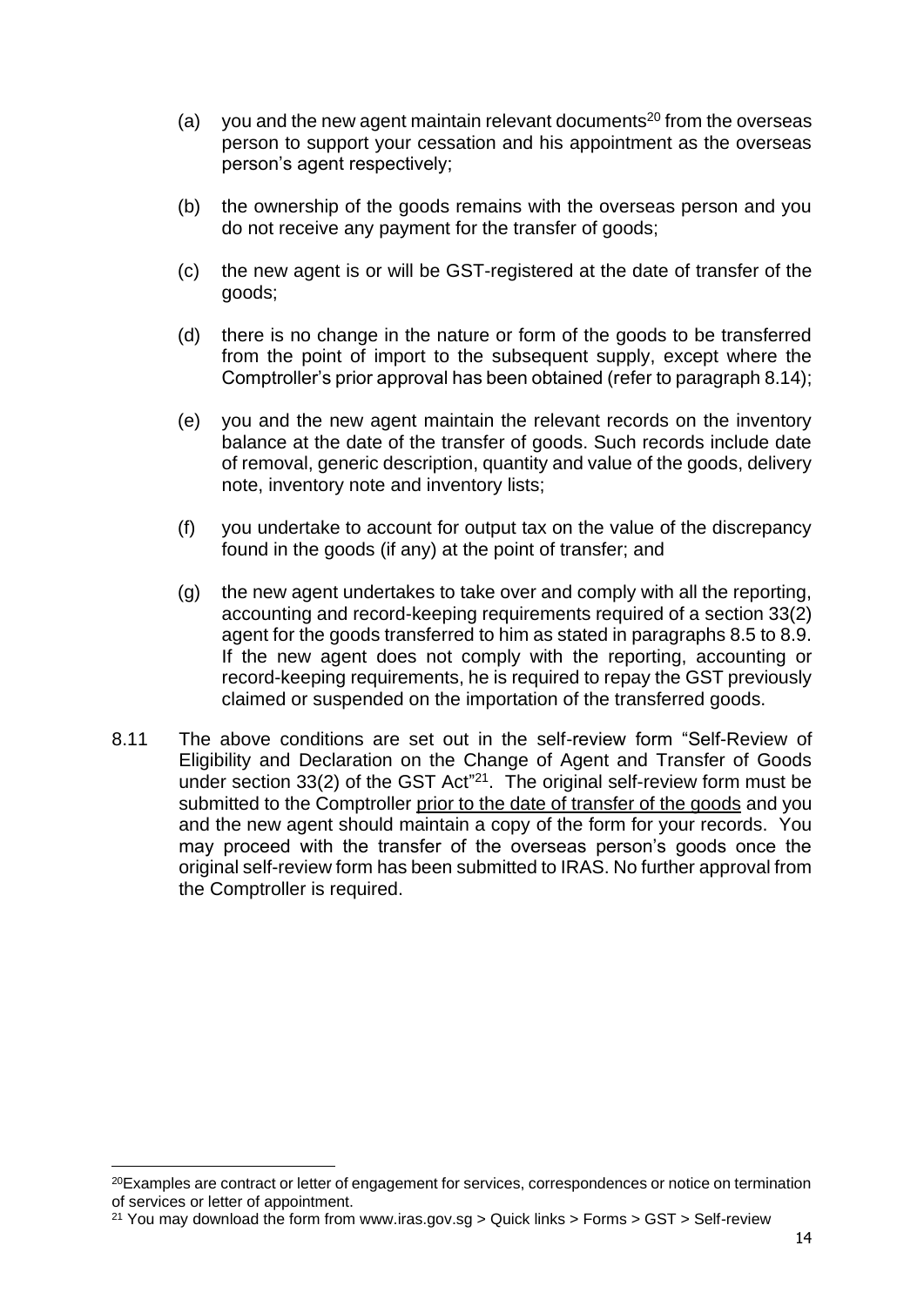(a) you and the new agent maintain relevant documents[20] from the overseas person to support your cessation and his appointment as the overseas person's agent respectively;

(b) the ownership of the goods remains with the overseas person and you do not receive any payment for the transfer of goods;

(c) the new agent is or will be GST-registered at the date of transfer of the goods;

(d) there is no change in the nature or form of the goods to be transferred from the point of import to the subsequent supply, except where the Comptroller's prior approval has been obtained (refer to paragraph 8.14);

(e) you and the new agent maintain the relevant records on the inventory balance at the date of the transfer of goods. Such records include date of removal, generic description, quantity and value of the goods, delivery note, inventory note and inventory lists;

(f) you undertake to account for output tax on the value of the discrepancy found in the goods (if any) at the point of transfer; and

(g) the new agent undertakes to take over and comply with all the reporting, accounting and record-keeping requirements required of a section 33(2) agent for the goods transferred to him as stated in paragraphs 8.5 to 8.9. If the new agent does not comply with the reporting, accounting or record-keeping requirements, he is required to repay the GST previously claimed or suspended on the importation of the transferred goods.

8.11 The above conditions are set out in the self-review form "Self-Review of Eligibility and Declaration on the Change of Agent and Transfer of Goods under section 33(2) of the GST Act"[21]. The original self-review form must be submitted to the Comptroller <u>prior to the date of transfer of the goods</u> and you and the new agent should maintain a copy of the form for your records. You may proceed with the transfer of the overseas person's goods once the original self-review form has been submitted to IRAS. No further approval from the Comptroller is required.

---

[20] Examples are contract or letter of engagement for services, correspondences or notice on termination of services or letter of appointment.

[21] You may download the form from www.iras.gov.sg > Quick links > Forms > GST > Self-review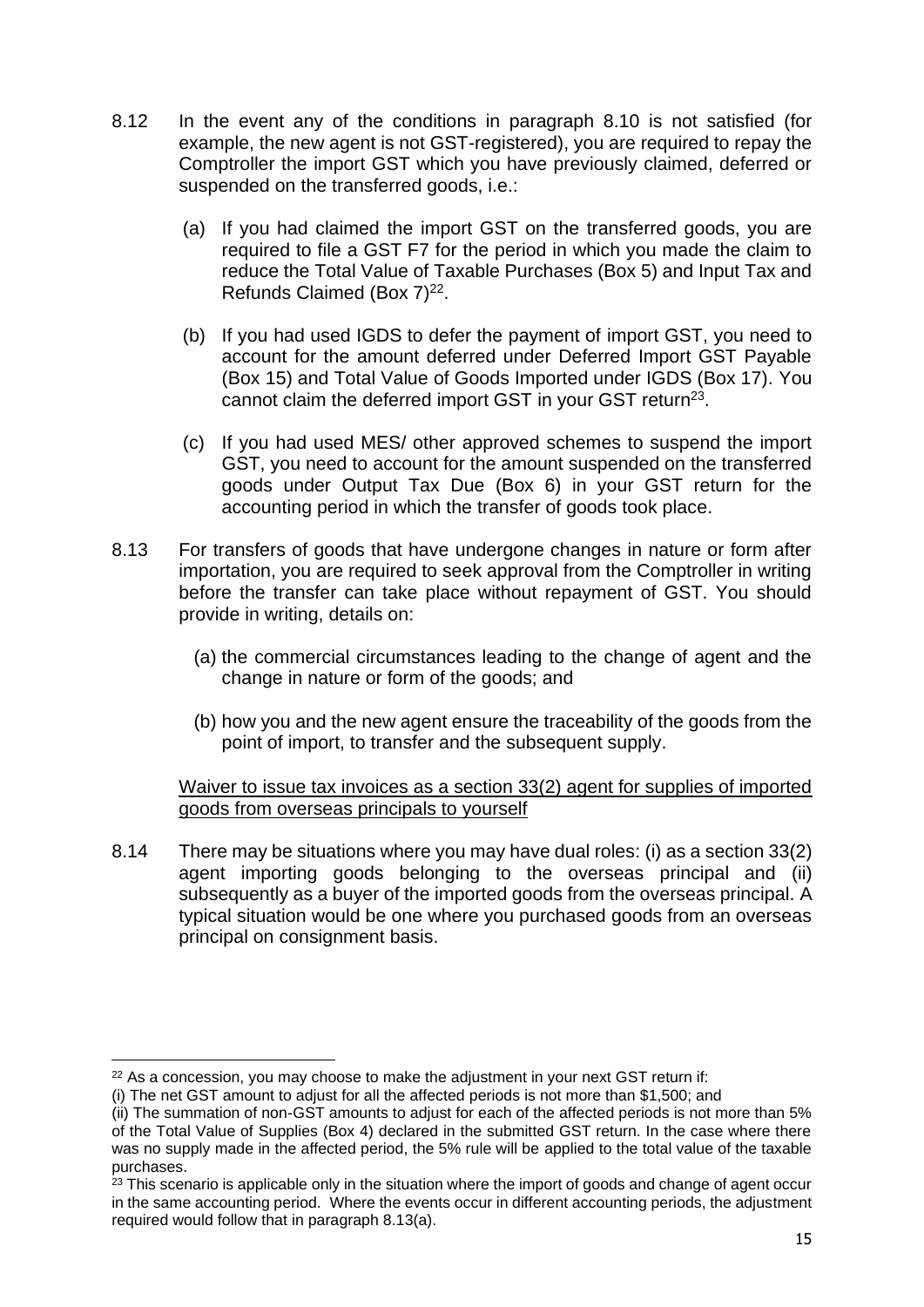8.12 In the event any of the conditions in paragraph 8.10 is not satisfied (for example, the new agent is not GST-registered), you are required to repay the Comptroller the import GST which you have previously claimed, deferred or suspended on the transferred goods, i.e.:

(a) If you had claimed the import GST on the transferred goods, you are required to file a GST F7 for the period in which you made the claim to reduce the Total Value of Taxable Purchases (Box 5) and Input Tax and Refunds Claimed (Box 7)[22].

(b) If you had used IGDS to defer the payment of import GST, you need to account for the amount deferred under Deferred Import GST Payable (Box 15) and Total Value of Goods Imported under IGDS (Box 17). You cannot claim the deferred import GST in your GST return[23].

(c) If you had used MES/ other approved schemes to suspend the import GST, you need to account for the amount suspended on the transferred goods under Output Tax Due (Box 6) in your GST return for the accounting period in which the transfer of goods took place.

8.13 For transfers of goods that have undergone changes in nature or form after importation, you are required to seek approval from the Comptroller in writing before the transfer can take place without repayment of GST. You should provide in writing, details on:

(a) the commercial circumstances leading to the change of agent and the change in nature or form of the goods; and

(b) how you and the new agent ensure the traceability of the goods from the point of import, to transfer and the subsequent supply.

<u>Waiver to issue tax invoices as a section 33(2) agent for supplies of imported goods from overseas principals to yourself</u>

8.14 There may be situations where you may have dual roles: (i) as a section 33(2) agent importing goods belonging to the overseas principal and (ii) subsequently as a buyer of the imported goods from the overseas principal. A typical situation would be one where you purchased goods from an overseas principal on consignment basis.

---

[22] As a concession, you may choose to make the adjustment in your next GST return if:
(i) The net GST amount to adjust for all the affected periods is not more than $1,500; and
(ii) The summation of non-GST amounts to adjust for each of the affected periods is not more than 5% of the Total Value of Supplies (Box 4) declared in the submitted GST return. In the case where there was no supply made in the affected period, the 5% rule will be applied to the total value of the taxable purchases.

[23] This scenario is applicable only in the situation where the import of goods and change of agent occur in the same accounting period. Where the events occur in different accounting periods, the adjustment required would follow that in paragraph 8.13(a).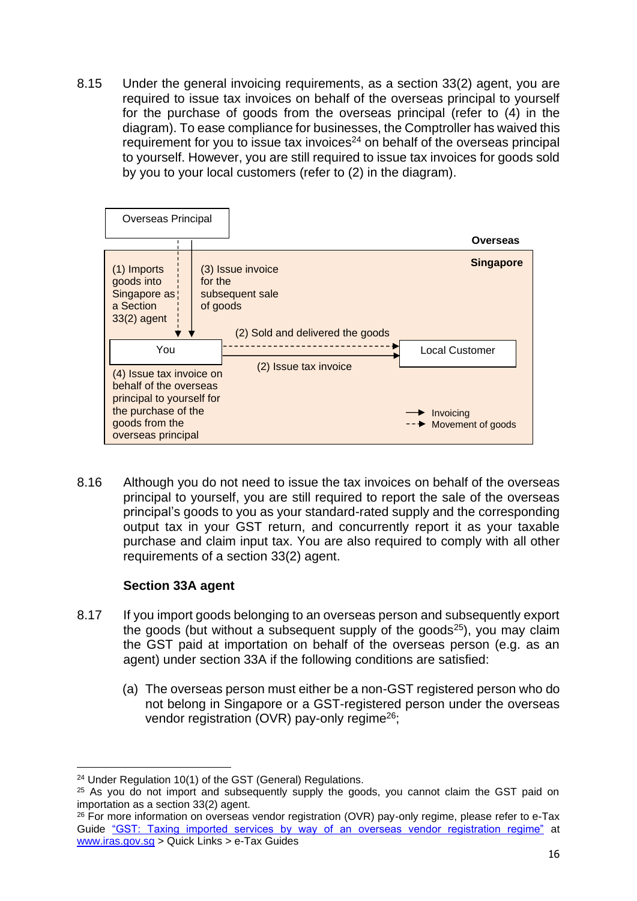8.15 Under the general invoicing requirements, as a section 33(2) agent, you are required to issue tax invoices on behalf of the overseas principal to yourself for the purchase of goods from the overseas principal (refer to (4) in the diagram). To ease compliance for businesses, the Comptroller has waived this requirement for you to issue tax invoices[24] on behalf of the overseas principal to yourself. However, you are still required to issue tax invoices for goods sold by you to your local customers (refer to (2) in the diagram).

Overseas Principal

**Overseas**

**Singapore**

(1) Imports goods into Singapore as a Section 33(2) agent

(3) Issue invoice for the subsequent sale of goods

(2) Sold and delivered the goods

You

Local Customer

(2) Issue tax invoice

(4) Issue tax invoice on behalf of the overseas principal to yourself for the purchase of the goods from the overseas principal

→ Invoicing

--→ Movement of goods

8.16 Although you do not need to issue the tax invoices on behalf of the overseas principal to yourself, you are still required to report the sale of the overseas principal's goods to you as your standard-rated supply and the corresponding output tax in your GST return, and concurrently report it as your taxable purchase and claim input tax. You are also required to comply with all other requirements of a section 33(2) agent.

**Section 33A agent**

8.17 If you import goods belonging to an overseas person and subsequently export the goods (but without a subsequent supply of the goods[25]), you may claim the GST paid at importation on behalf of the overseas person (e.g. as an agent) under section 33A if the following conditions are satisfied:

(a) The overseas person must either be a non-GST registered person who do not belong in Singapore or a GST-registered person under the overseas vendor registration (OVR) pay-only regime[26];

---

[24] Under Regulation 10(1) of the GST (General) Regulations.

[25] As you do not import and subsequently supply the goods, you cannot claim the GST paid on importation as a section 33(2) agent.

[26] For more information on overseas vendor registration (OVR) pay-only regime, please refer to e-Tax Guide "GST: Taxing imported services by way of an overseas vendor registration regime" at www.iras.gov.sg > Quick Links > e-Tax Guides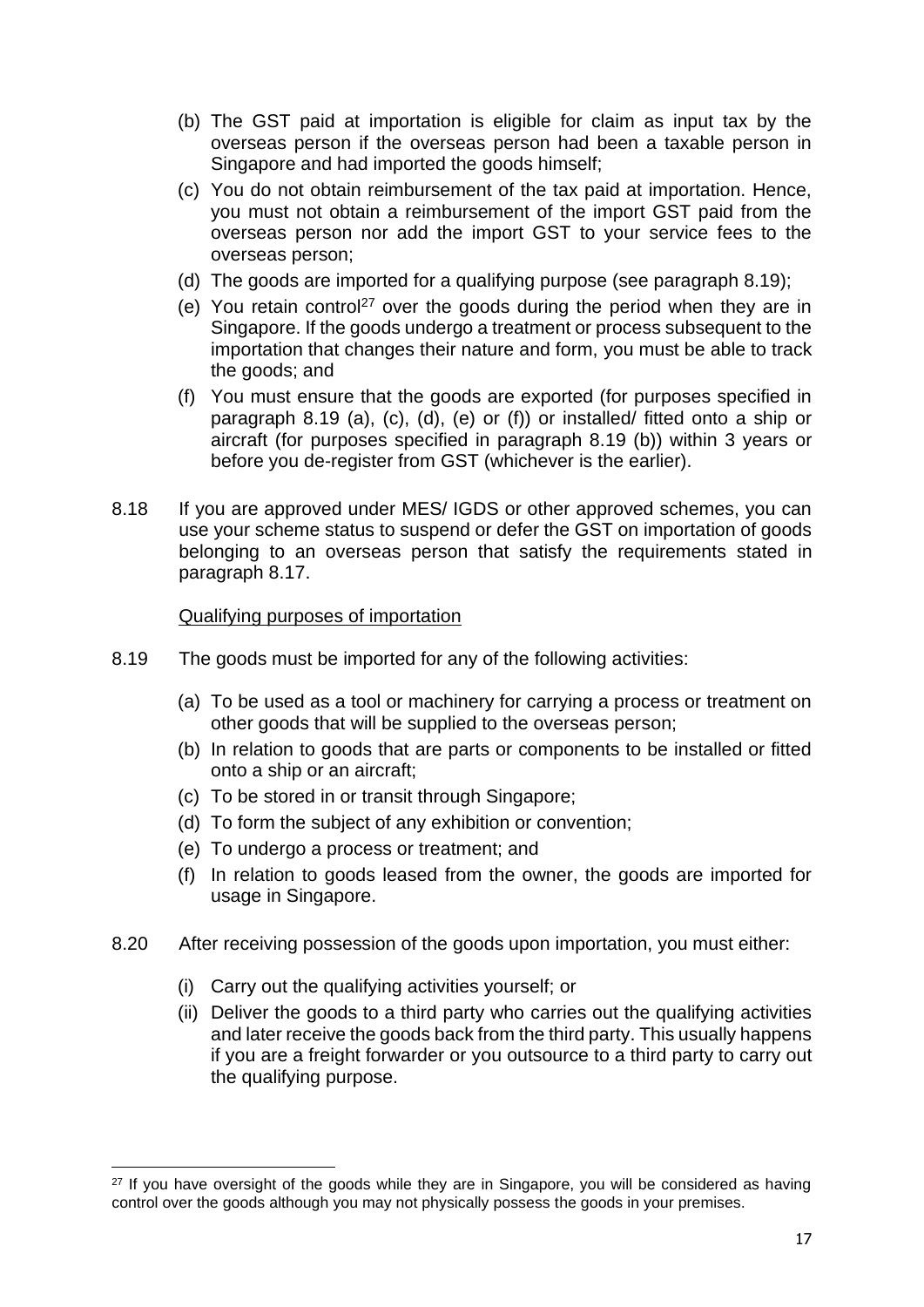(b) The GST paid at importation is eligible for claim as input tax by the overseas person if the overseas person had been a taxable person in Singapore and had imported the goods himself;

(c) You do not obtain reimbursement of the tax paid at importation. Hence, you must not obtain a reimbursement of the import GST paid from the overseas person nor add the import GST to your service fees to the overseas person;

(d) The goods are imported for a qualifying purpose (see paragraph 8.19);

(e) You retain control[27] over the goods during the period when they are in Singapore. If the goods undergo a treatment or process subsequent to the importation that changes their nature and form, you must be able to track the goods; and

(f) You must ensure that the goods are exported (for purposes specified in paragraph 8.19 (a), (c), (d), (e) or (f)) or installed/ fitted onto a ship or aircraft (for purposes specified in paragraph 8.19 (b)) within 3 years or before you de-register from GST (whichever is the earlier).

8.18 If you are approved under MES/ IGDS or other approved schemes, you can use your scheme status to suspend or defer the GST on importation of goods belonging to an overseas person that satisfy the requirements stated in paragraph 8.17.

<u>Qualifying purposes of importation</u>

8.19 The goods must be imported for any of the following activities:

(a) To be used as a tool or machinery for carrying a process or treatment on other goods that will be supplied to the overseas person;

(b) In relation to goods that are parts or components to be installed or fitted onto a ship or an aircraft;

(c) To be stored in or transit through Singapore;

(d) To form the subject of any exhibition or convention;

(e) To undergo a process or treatment; and

(f) In relation to goods leased from the owner, the goods are imported for usage in Singapore.

8.20 After receiving possession of the goods upon importation, you must either:

(i) Carry out the qualifying activities yourself; or

(ii) Deliver the goods to a third party who carries out the qualifying activities and later receive the goods back from the third party. This usually happens if you are a freight forwarder or you outsource to a third party to carry out the qualifying purpose.

---

[27] If you have oversight of the goods while they are in Singapore, you will be considered as having control over the goods although you may not physically possess the goods in your premises.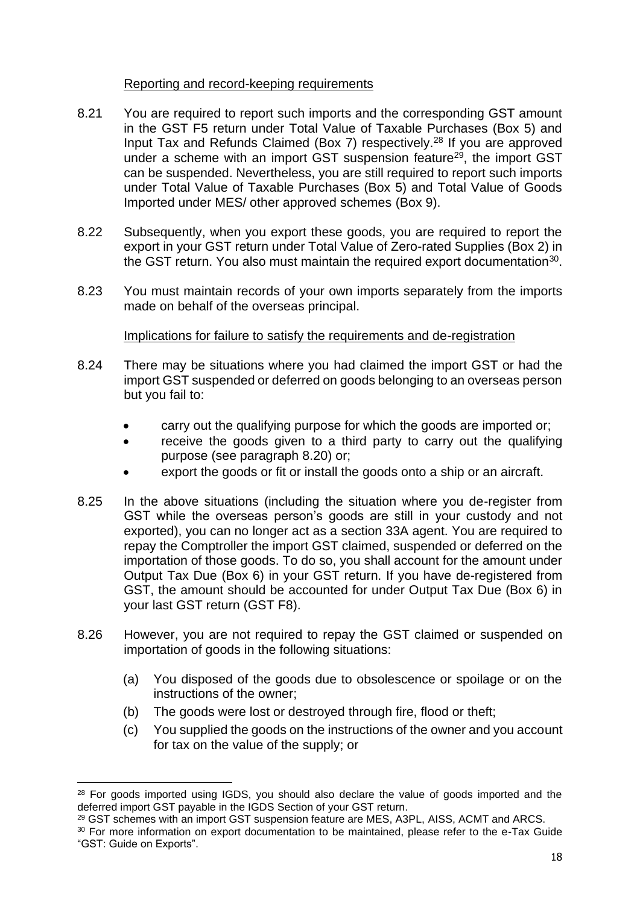Reporting and record-keeping requirements

8.21 You are required to report such imports and the corresponding GST amount in the GST F5 return under Total Value of Taxable Purchases (Box 5) and Input Tax and Refunds Claimed (Box 7) respectively.[28] If you are approved under a scheme with an import GST suspension feature[29], the import GST can be suspended. Nevertheless, you are still required to report such imports under Total Value of Taxable Purchases (Box 5) and Total Value of Goods Imported under MES/ other approved schemes (Box 9).

8.22 Subsequently, when you export these goods, you are required to report the export in your GST return under Total Value of Zero-rated Supplies (Box 2) in the GST return. You also must maintain the required export documentation[30].

8.23 You must maintain records of your own imports separately from the imports made on behalf of the overseas principal.

Implications for failure to satisfy the requirements and de-registration

8.24 There may be situations where you had claimed the import GST or had the import GST suspended or deferred on goods belonging to an overseas person but you fail to:

- carry out the qualifying purpose for which the goods are imported or;
- receive the goods given to a third party to carry out the qualifying purpose (see paragraph 8.20) or;
- export the goods or fit or install the goods onto a ship or an aircraft.

8.25 In the above situations (including the situation where you de-register from GST while the overseas person's goods are still in your custody and not exported), you can no longer act as a section 33A agent. You are required to repay the Comptroller the import GST claimed, suspended or deferred on the importation of those goods. To do so, you shall account for the amount under Output Tax Due (Box 6) in your GST return. If you have de-registered from GST, the amount should be accounted for under Output Tax Due (Box 6) in your last GST return (GST F8).

8.26 However, you are not required to repay the GST claimed or suspended on importation of goods in the following situations:

(a) You disposed of the goods due to obsolescence or spoilage or on the instructions of the owner;

(b) The goods were lost or destroyed through fire, flood or theft;

(c) You supplied the goods on the instructions of the owner and you account for tax on the value of the supply; or

---

[28] For goods imported using IGDS, you should also declare the value of goods imported and the deferred import GST payable in the IGDS Section of your GST return.

[29] GST schemes with an import GST suspension feature are MES, A3PL, AISS, ACMT and ARCS.

[30] For more information on export documentation to be maintained, please refer to the e-Tax Guide "GST: Guide on Exports".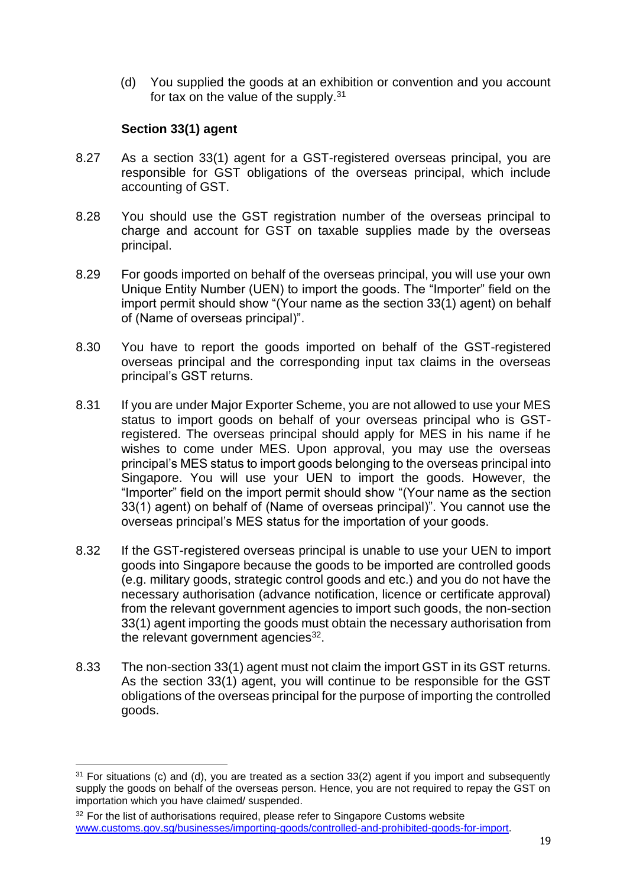(d) You supplied the goods at an exhibition or convention and you account for tax on the value of the supply.[31]

**Section 33(1) agent**

8.27 As a section 33(1) agent for a GST-registered overseas principal, you are responsible for GST obligations of the overseas principal, which include accounting of GST.

8.28 You should use the GST registration number of the overseas principal to charge and account for GST on taxable supplies made by the overseas principal.

8.29 For goods imported on behalf of the overseas principal, you will use your own Unique Entity Number (UEN) to import the goods. The "Importer" field on the import permit should show "(Your name as the section 33(1) agent) on behalf of (Name of overseas principal)".

8.30 You have to report the goods imported on behalf of the GST-registered overseas principal and the corresponding input tax claims in the overseas principal's GST returns.

8.31 If you are under Major Exporter Scheme, you are not allowed to use your MES status to import goods on behalf of your overseas principal who is GST-registered. The overseas principal should apply for MES in his name if he wishes to come under MES. Upon approval, you may use the overseas principal's MES status to import goods belonging to the overseas principal into Singapore. You will use your UEN to import the goods. However, the "Importer" field on the import permit should show "(Your name as the section 33(1) agent) on behalf of (Name of overseas principal)". You cannot use the overseas principal's MES status for the importation of your goods.

8.32 If the GST-registered overseas principal is unable to use your UEN to import goods into Singapore because the goods to be imported are controlled goods (e.g. military goods, strategic control goods and etc.) and you do not have the necessary authorisation (advance notification, licence or certificate approval) from the relevant government agencies to import such goods, the non-section 33(1) agent importing the goods must obtain the necessary authorisation from the relevant government agencies[32].

8.33 The non-section 33(1) agent must not claim the import GST in its GST returns. As the section 33(1) agent, you will continue to be responsible for the GST obligations of the overseas principal for the purpose of importing the controlled goods.

---

[31] For situations (c) and (d), you are treated as a section 33(2) agent if you import and subsequently supply the goods on behalf of the overseas person. Hence, you are not required to repay the GST on importation which you have claimed/ suspended.

[32] For the list of authorisations required, please refer to Singapore Customs website www.customs.gov.sg/businesses/importing-goods/controlled-and-prohibited-goods-for-import.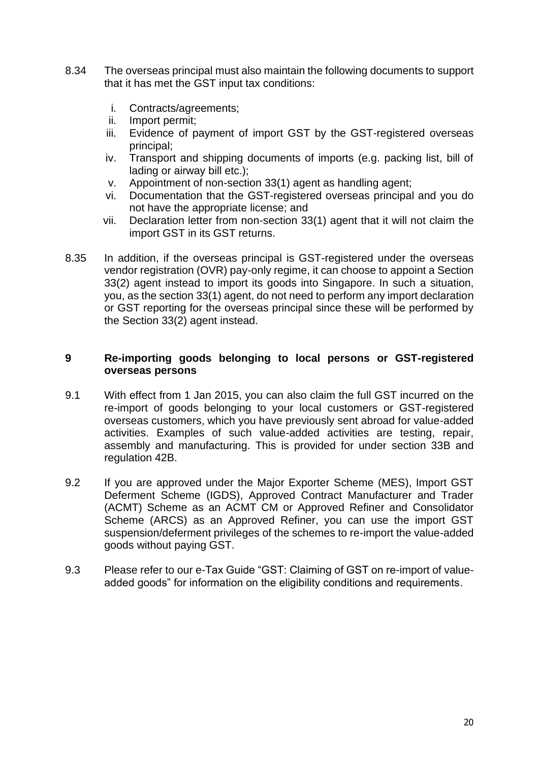8.34 The overseas principal must also maintain the following documents to support that it has met the GST input tax conditions:

i. Contracts/agreements;
ii. Import permit;
iii. Evidence of payment of import GST by the GST-registered overseas principal;
iv. Transport and shipping documents of imports (e.g. packing list, bill of lading or airway bill etc.);
v. Appointment of non-section 33(1) agent as handling agent;
vi. Documentation that the GST-registered overseas principal and you do not have the appropriate license; and
vii. Declaration letter from non-section 33(1) agent that it will not claim the import GST in its GST returns.

8.35 In addition, if the overseas principal is GST-registered under the overseas vendor registration (OVR) pay-only regime, it can choose to appoint a Section 33(2) agent instead to import its goods into Singapore. In such a situation, you, as the section 33(1) agent, do not need to perform any import declaration or GST reporting for the overseas principal since these will be performed by the Section 33(2) agent instead.

## 9 Re-importing goods belonging to local persons or GST-registered overseas persons

9.1 With effect from 1 Jan 2015, you can also claim the full GST incurred on the re-import of goods belonging to your local customers or GST-registered overseas customers, which you have previously sent abroad for value-added activities. Examples of such value-added activities are testing, repair, assembly and manufacturing. This is provided for under section 33B and regulation 42B.

9.2 If you are approved under the Major Exporter Scheme (MES), Import GST Deferment Scheme (IGDS), Approved Contract Manufacturer and Trader (ACMT) Scheme as an ACMT CM or Approved Refiner and Consolidator Scheme (ARCS) as an Approved Refiner, you can use the import GST suspension/deferment privileges of the schemes to re-import the value-added goods without paying GST.

9.3 Please refer to our e-Tax Guide "GST: Claiming of GST on re-import of value-added goods" for information on the eligibility conditions and requirements.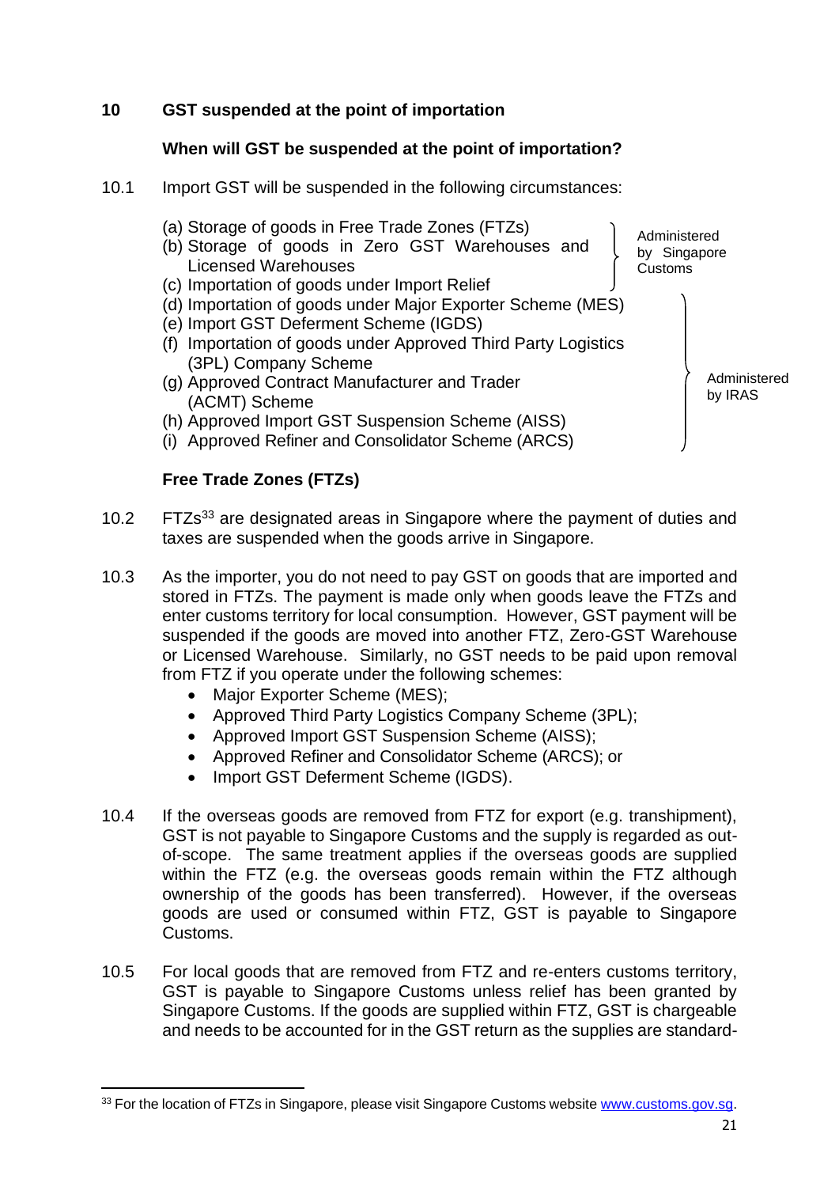## 10 GST suspended at the point of importation

### When will GST be suspended at the point of importation?

10.1 Import GST will be suspended in the following circumstances:

(a) Storage of goods in Free Trade Zones (FTZs)
(b) Storage of goods in Zero GST Warehouses and Licensed Warehouses
(c) Importation of goods under Import Relief

} Administered by Singapore Customs

(d) Importation of goods under Major Exporter Scheme (MES)
(e) Import GST Deferment Scheme (IGDS)
(f) Importation of goods under Approved Third Party Logistics (3PL) Company Scheme
(g) Approved Contract Manufacturer and Trader (ACMT) Scheme
(h) Approved Import GST Suspension Scheme (AISS)
(i) Approved Refiner and Consolidator Scheme (ARCS)

} Administered by IRAS

### Free Trade Zones (FTZs)

10.2 FTZs[33] are designated areas in Singapore where the payment of duties and taxes are suspended when the goods arrive in Singapore.

10.3 As the importer, you do not need to pay GST on goods that are imported and stored in FTZs. The payment is made only when goods leave the FTZs and enter customs territory for local consumption. However, GST payment will be suspended if the goods are moved into another FTZ, Zero-GST Warehouse or Licensed Warehouse. Similarly, no GST needs to be paid upon removal from FTZ if you operate under the following schemes:

- Major Exporter Scheme (MES);
- Approved Third Party Logistics Company Scheme (3PL);
- Approved Import GST Suspension Scheme (AISS);
- Approved Refiner and Consolidator Scheme (ARCS); or
- Import GST Deferment Scheme (IGDS).

10.4 If the overseas goods are removed from FTZ for export (e.g. transhipment), GST is not payable to Singapore Customs and the supply is regarded as out-of-scope. The same treatment applies if the overseas goods are supplied within the FTZ (e.g. the overseas goods remain within the FTZ although ownership of the goods has been transferred). However, if the overseas goods are used or consumed within FTZ, GST is payable to Singapore Customs.

10.5 For local goods that are removed from FTZ and re-enters customs territory, GST is payable to Singapore Customs unless relief has been granted by Singapore Customs. If the goods are supplied within FTZ, GST is chargeable and needs to be accounted for in the GST return as the supplies are standard-

[33] For the location of FTZs in Singapore, please visit Singapore Customs website www.customs.gov.sg.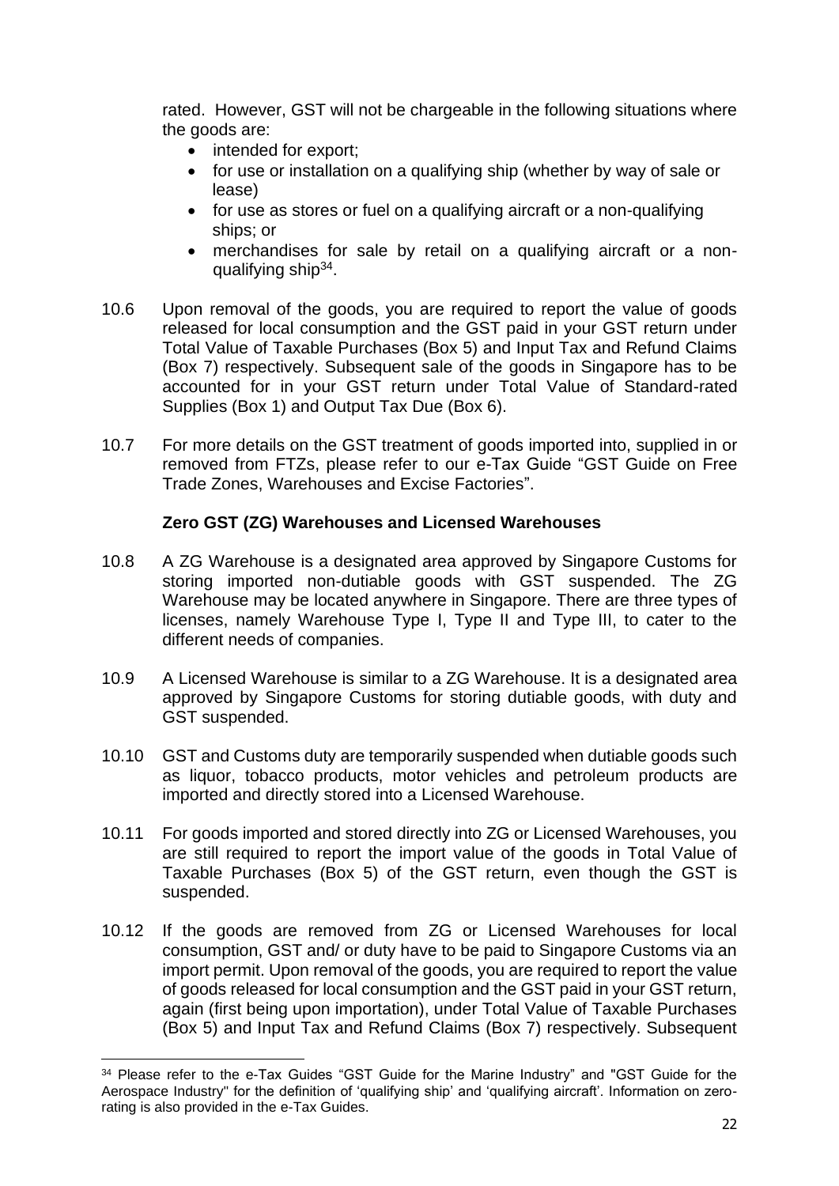rated. However, GST will not be chargeable in the following situations where the goods are:

- intended for export;
- for use or installation on a qualifying ship (whether by way of sale or lease)
- for use as stores or fuel on a qualifying aircraft or a non-qualifying ships; or
- merchandises for sale by retail on a qualifying aircraft or a non-qualifying ship[34].

10.6 Upon removal of the goods, you are required to report the value of goods released for local consumption and the GST paid in your GST return under Total Value of Taxable Purchases (Box 5) and Input Tax and Refund Claims (Box 7) respectively. Subsequent sale of the goods in Singapore has to be accounted for in your GST return under Total Value of Standard-rated Supplies (Box 1) and Output Tax Due (Box 6).

10.7 For more details on the GST treatment of goods imported into, supplied in or removed from FTZs, please refer to our e-Tax Guide "GST Guide on Free Trade Zones, Warehouses and Excise Factories".

**Zero GST (ZG) Warehouses and Licensed Warehouses**

10.8 A ZG Warehouse is a designated area approved by Singapore Customs for storing imported non-dutiable goods with GST suspended. The ZG Warehouse may be located anywhere in Singapore. There are three types of licenses, namely Warehouse Type I, Type II and Type III, to cater to the different needs of companies.

10.9 A Licensed Warehouse is similar to a ZG Warehouse. It is a designated area approved by Singapore Customs for storing dutiable goods, with duty and GST suspended.

10.10 GST and Customs duty are temporarily suspended when dutiable goods such as liquor, tobacco products, motor vehicles and petroleum products are imported and directly stored into a Licensed Warehouse.

10.11 For goods imported and stored directly into ZG or Licensed Warehouses, you are still required to report the import value of the goods in Total Value of Taxable Purchases (Box 5) of the GST return, even though the GST is suspended.

10.12 If the goods are removed from ZG or Licensed Warehouses for local consumption, GST and/ or duty have to be paid to Singapore Customs via an import permit. Upon removal of the goods, you are required to report the value of goods released for local consumption and the GST paid in your GST return, again (first being upon importation), under Total Value of Taxable Purchases (Box 5) and Input Tax and Refund Claims (Box 7) respectively. Subsequent

---

[34] Please refer to the e-Tax Guides "GST Guide for the Marine Industry" and "GST Guide for the Aerospace Industry" for the definition of 'qualifying ship' and 'qualifying aircraft'. Information on zero-rating is also provided in the e-Tax Guides.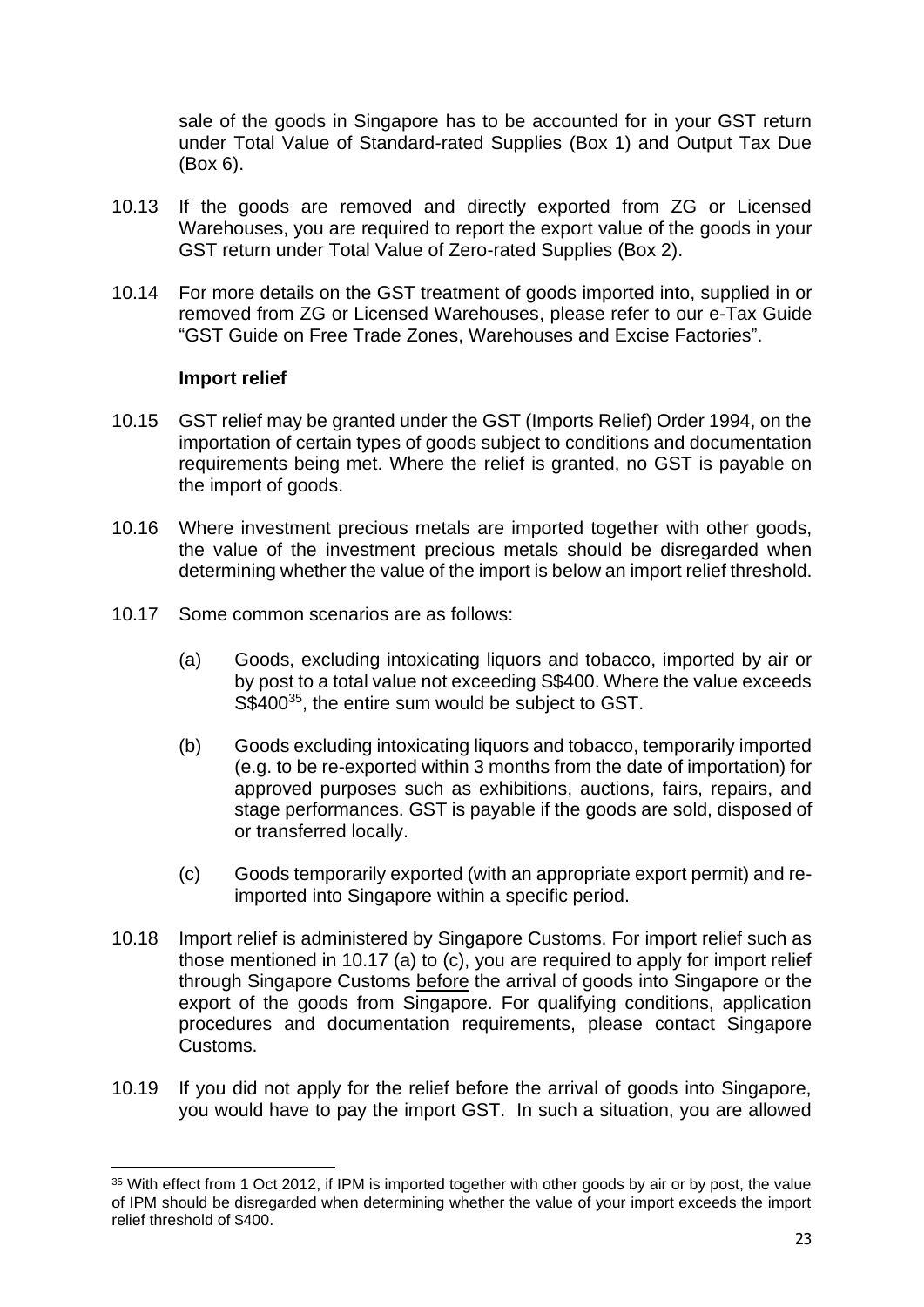sale of the goods in Singapore has to be accounted for in your GST return under Total Value of Standard-rated Supplies (Box 1) and Output Tax Due (Box 6).

10.13 If the goods are removed and directly exported from ZG or Licensed Warehouses, you are required to report the export value of the goods in your GST return under Total Value of Zero-rated Supplies (Box 2).

10.14 For more details on the GST treatment of goods imported into, supplied in or removed from ZG or Licensed Warehouses, please refer to our e-Tax Guide "GST Guide on Free Trade Zones, Warehouses and Excise Factories".

**Import relief**

10.15 GST relief may be granted under the GST (Imports Relief) Order 1994, on the importation of certain types of goods subject to conditions and documentation requirements being met. Where the relief is granted, no GST is payable on the import of goods.

10.16 Where investment precious metals are imported together with other goods, the value of the investment precious metals should be disregarded when determining whether the value of the import is below an import relief threshold.

10.17 Some common scenarios are as follows:

(a) Goods, excluding intoxicating liquors and tobacco, imported by air or by post to a total value not exceeding S$400. Where the value exceeds S$400[35], the entire sum would be subject to GST.

(b) Goods excluding intoxicating liquors and tobacco, temporarily imported (e.g. to be re-exported within 3 months from the date of importation) for approved purposes such as exhibitions, auctions, fairs, repairs, and stage performances. GST is payable if the goods are sold, disposed of or transferred locally.

(c) Goods temporarily exported (with an appropriate export permit) and re-imported into Singapore within a specific period.

10.18 Import relief is administered by Singapore Customs. For import relief such as those mentioned in 10.17 (a) to (c), you are required to apply for import relief through Singapore Customs <u>before</u> the arrival of goods into Singapore or the export of the goods from Singapore. For qualifying conditions, application procedures and documentation requirements, please contact Singapore Customs.

10.19 If you did not apply for the relief before the arrival of goods into Singapore, you would have to pay the import GST. In such a situation, you are allowed

[35] With effect from 1 Oct 2012, if IPM is imported together with other goods by air or by post, the value of IPM should be disregarded when determining whether the value of your import exceeds the import relief threshold of $400.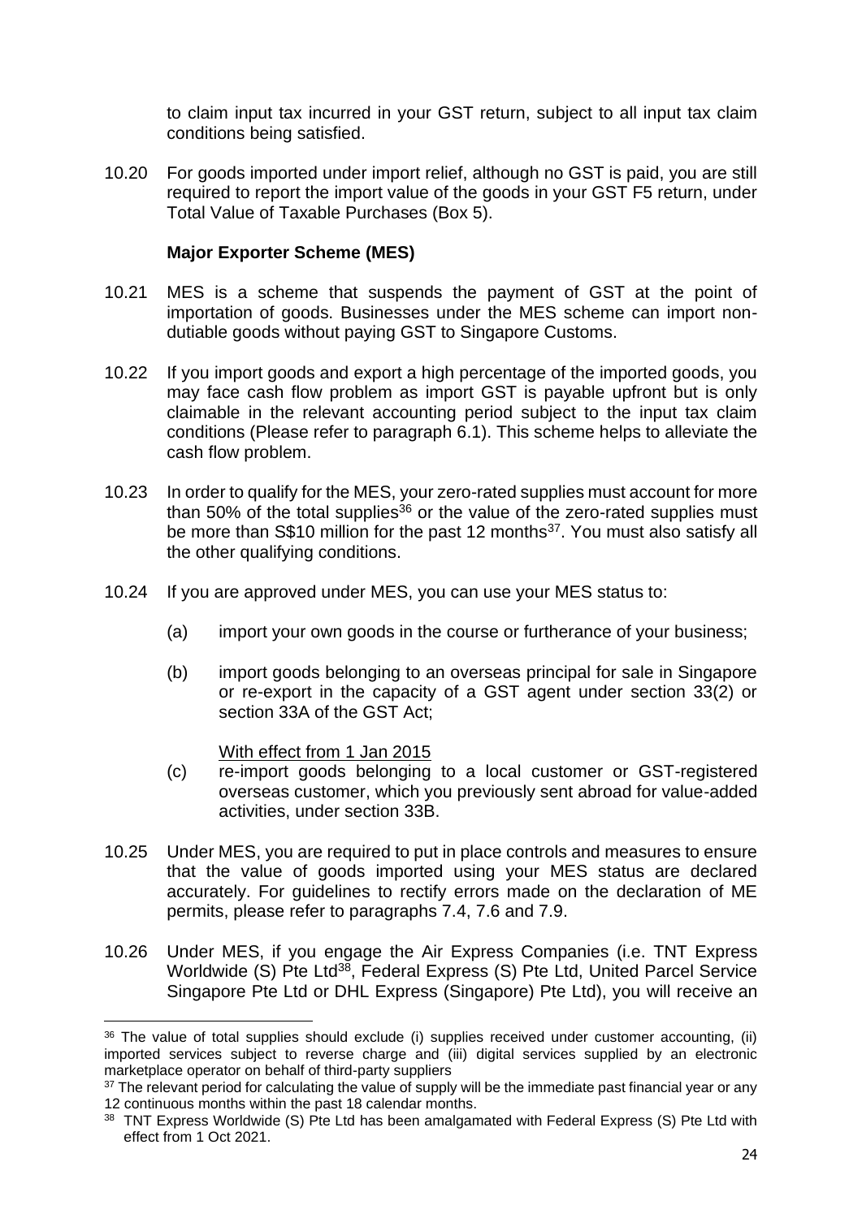to claim input tax incurred in your GST return, subject to all input tax claim conditions being satisfied.

10.20 For goods imported under import relief, although no GST is paid, you are still required to report the import value of the goods in your GST F5 return, under Total Value of Taxable Purchases (Box 5).

**Major Exporter Scheme (MES)**

10.21 MES is a scheme that suspends the payment of GST at the point of importation of goods. Businesses under the MES scheme can import non-dutiable goods without paying GST to Singapore Customs.

10.22 If you import goods and export a high percentage of the imported goods, you may face cash flow problem as import GST is payable upfront but is only claimable in the relevant accounting period subject to the input tax claim conditions (Please refer to paragraph 6.1). This scheme helps to alleviate the cash flow problem.

10.23 In order to qualify for the MES, your zero-rated supplies must account for more than 50% of the total supplies[36] or the value of the zero-rated supplies must be more than S$10 million for the past 12 months[37]. You must also satisfy all the other qualifying conditions.

10.24 If you are approved under MES, you can use your MES status to:

(a) import your own goods in the course or furtherance of your business;

(b) import goods belonging to an overseas principal for sale in Singapore or re-export in the capacity of a GST agent under section 33(2) or section 33A of the GST Act;

<u>With effect from 1 Jan 2015</u>

(c) re-import goods belonging to a local customer or GST-registered overseas customer, which you previously sent abroad for value-added activities, under section 33B.

10.25 Under MES, you are required to put in place controls and measures to ensure that the value of goods imported using your MES status are declared accurately. For guidelines to rectify errors made on the declaration of ME permits, please refer to paragraphs 7.4, 7.6 and 7.9.

10.26 Under MES, if you engage the Air Express Companies (i.e. TNT Express Worldwide (S) Pte Ltd[38], Federal Express (S) Pte Ltd, United Parcel Service Singapore Pte Ltd or DHL Express (Singapore) Pte Ltd), you will receive an

---

[36] The value of total supplies should exclude (i) supplies received under customer accounting, (ii) imported services subject to reverse charge and (iii) digital services supplied by an electronic marketplace operator on behalf of third-party suppliers

[37] The relevant period for calculating the value of supply will be the immediate past financial year or any 12 continuous months within the past 18 calendar months.

[38] TNT Express Worldwide (S) Pte Ltd has been amalgamated with Federal Express (S) Pte Ltd with effect from 1 Oct 2021.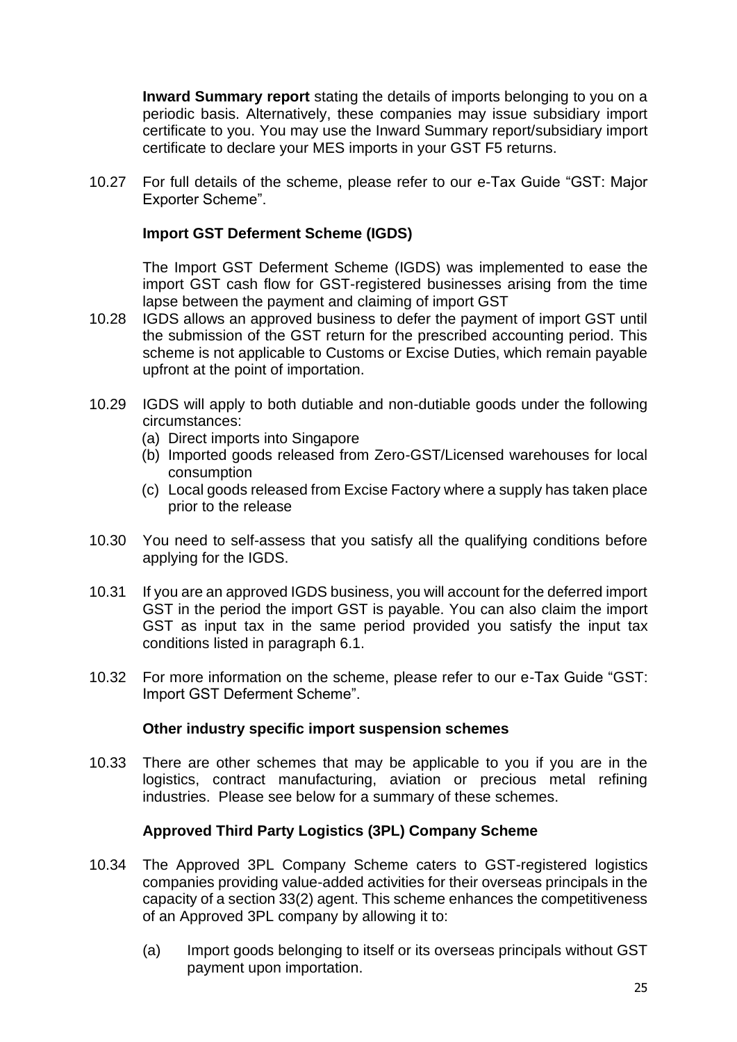**Inward Summary report** stating the details of imports belonging to you on a periodic basis. Alternatively, these companies may issue subsidiary import certificate to you. You may use the Inward Summary report/subsidiary import certificate to declare your MES imports in your GST F5 returns.

10.27 For full details of the scheme, please refer to our e-Tax Guide "GST: Major Exporter Scheme".

**Import GST Deferment Scheme (IGDS)**

The Import GST Deferment Scheme (IGDS) was implemented to ease the import GST cash flow for GST-registered businesses arising from the time lapse between the payment and claiming of import GST

10.28 IGDS allows an approved business to defer the payment of import GST until the submission of the GST return for the prescribed accounting period. This scheme is not applicable to Customs or Excise Duties, which remain payable upfront at the point of importation.

10.29 IGDS will apply to both dutiable and non-dutiable goods under the following circumstances:
(a) Direct imports into Singapore
(b) Imported goods released from Zero-GST/Licensed warehouses for local consumption
(c) Local goods released from Excise Factory where a supply has taken place prior to the release

10.30 You need to self-assess that you satisfy all the qualifying conditions before applying for the IGDS.

10.31 If you are an approved IGDS business, you will account for the deferred import GST in the period the import GST is payable. You can also claim the import GST as input tax in the same period provided you satisfy the input tax conditions listed in paragraph 6.1.

10.32 For more information on the scheme, please refer to our e-Tax Guide "GST: Import GST Deferment Scheme".

**Other industry specific import suspension schemes**

10.33 There are other schemes that may be applicable to you if you are in the logistics, contract manufacturing, aviation or precious metal refining industries. Please see below for a summary of these schemes.

**Approved Third Party Logistics (3PL) Company Scheme**

10.34 The Approved 3PL Company Scheme caters to GST-registered logistics companies providing value-added activities for their overseas principals in the capacity of a section 33(2) agent. This scheme enhances the competitiveness of an Approved 3PL company by allowing it to:

(a) Import goods belonging to itself or its overseas principals without GST payment upon importation.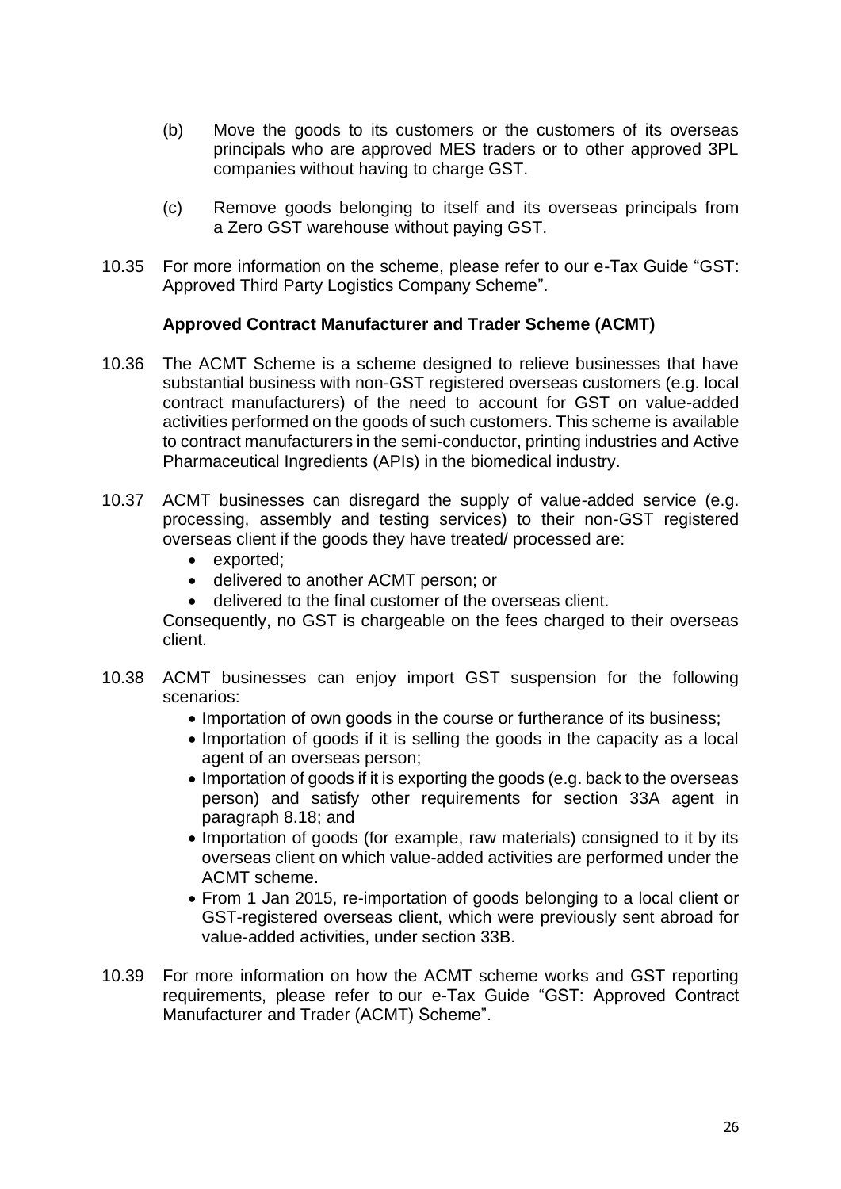(b) Move the goods to its customers or the customers of its overseas principals who are approved MES traders or to other approved 3PL companies without having to charge GST.

(c) Remove goods belonging to itself and its overseas principals from a Zero GST warehouse without paying GST.

10.35 For more information on the scheme, please refer to our e-Tax Guide "GST: Approved Third Party Logistics Company Scheme".

**Approved Contract Manufacturer and Trader Scheme (ACMT)**

10.36 The ACMT Scheme is a scheme designed to relieve businesses that have substantial business with non-GST registered overseas customers (e.g. local contract manufacturers) of the need to account for GST on value-added activities performed on the goods of such customers. This scheme is available to contract manufacturers in the semi-conductor, printing industries and Active Pharmaceutical Ingredients (APIs) in the biomedical industry.

10.37 ACMT businesses can disregard the supply of value-added service (e.g. processing, assembly and testing services) to their non-GST registered overseas client if the goods they have treated/ processed are:

- exported;
- delivered to another ACMT person; or
- delivered to the final customer of the overseas client.

Consequently, no GST is chargeable on the fees charged to their overseas client.

10.38 ACMT businesses can enjoy import GST suspension for the following scenarios:

- Importation of own goods in the course or furtherance of its business;
- Importation of goods if it is selling the goods in the capacity as a local agent of an overseas person;
- Importation of goods if it is exporting the goods (e.g. back to the overseas person) and satisfy other requirements for section 33A agent in paragraph 8.18; and
- Importation of goods (for example, raw materials) consigned to it by its overseas client on which value-added activities are performed under the ACMT scheme.
- From 1 Jan 2015, re-importation of goods belonging to a local client or GST-registered overseas client, which were previously sent abroad for value-added activities, under section 33B.

10.39 For more information on how the ACMT scheme works and GST reporting requirements, please refer to our e-Tax Guide "GST: Approved Contract Manufacturer and Trader (ACMT) Scheme".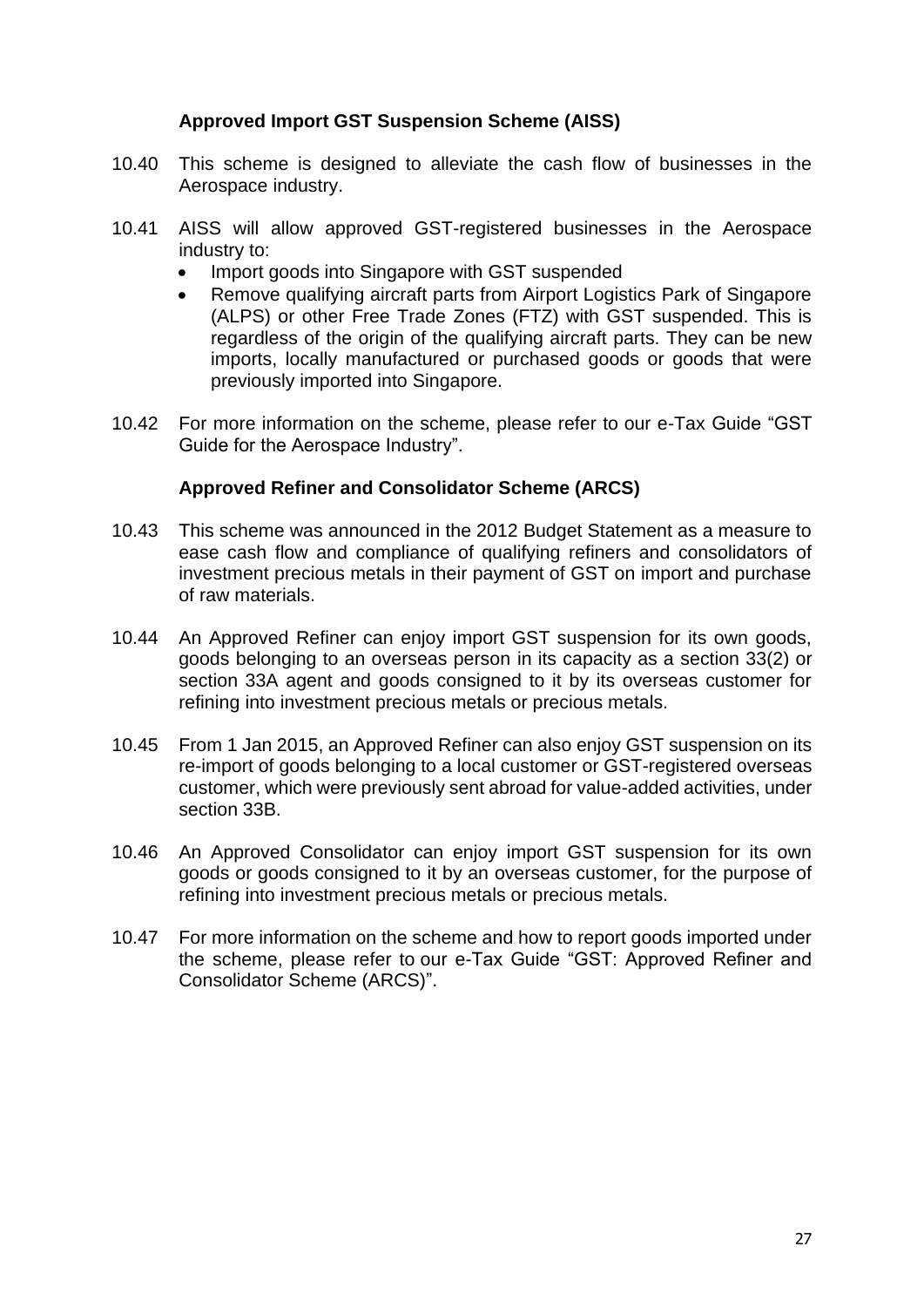### Approved Import GST Suspension Scheme (AISS)

10.40 This scheme is designed to alleviate the cash flow of businesses in the Aerospace industry.

10.41 AISS will allow approved GST-registered businesses in the Aerospace industry to:

- Import goods into Singapore with GST suspended
- Remove qualifying aircraft parts from Airport Logistics Park of Singapore (ALPS) or other Free Trade Zones (FTZ) with GST suspended. This is regardless of the origin of the qualifying aircraft parts. They can be new imports, locally manufactured or purchased goods or goods that were previously imported into Singapore.

10.42 For more information on the scheme, please refer to our e-Tax Guide "GST Guide for the Aerospace Industry".

### Approved Refiner and Consolidator Scheme (ARCS)

10.43 This scheme was announced in the 2012 Budget Statement as a measure to ease cash flow and compliance of qualifying refiners and consolidators of investment precious metals in their payment of GST on import and purchase of raw materials.

10.44 An Approved Refiner can enjoy import GST suspension for its own goods, goods belonging to an overseas person in its capacity as a section 33(2) or section 33A agent and goods consigned to it by its overseas customer for refining into investment precious metals or precious metals.

10.45 From 1 Jan 2015, an Approved Refiner can also enjoy GST suspension on its re-import of goods belonging to a local customer or GST-registered overseas customer, which were previously sent abroad for value-added activities, under section 33B.

10.46 An Approved Consolidator can enjoy import GST suspension for its own goods or goods consigned to it by an overseas customer, for the purpose of refining into investment precious metals or precious metals.

10.47 For more information on the scheme and how to report goods imported under the scheme, please refer to our e-Tax Guide "GST: Approved Refiner and Consolidator Scheme (ARCS)".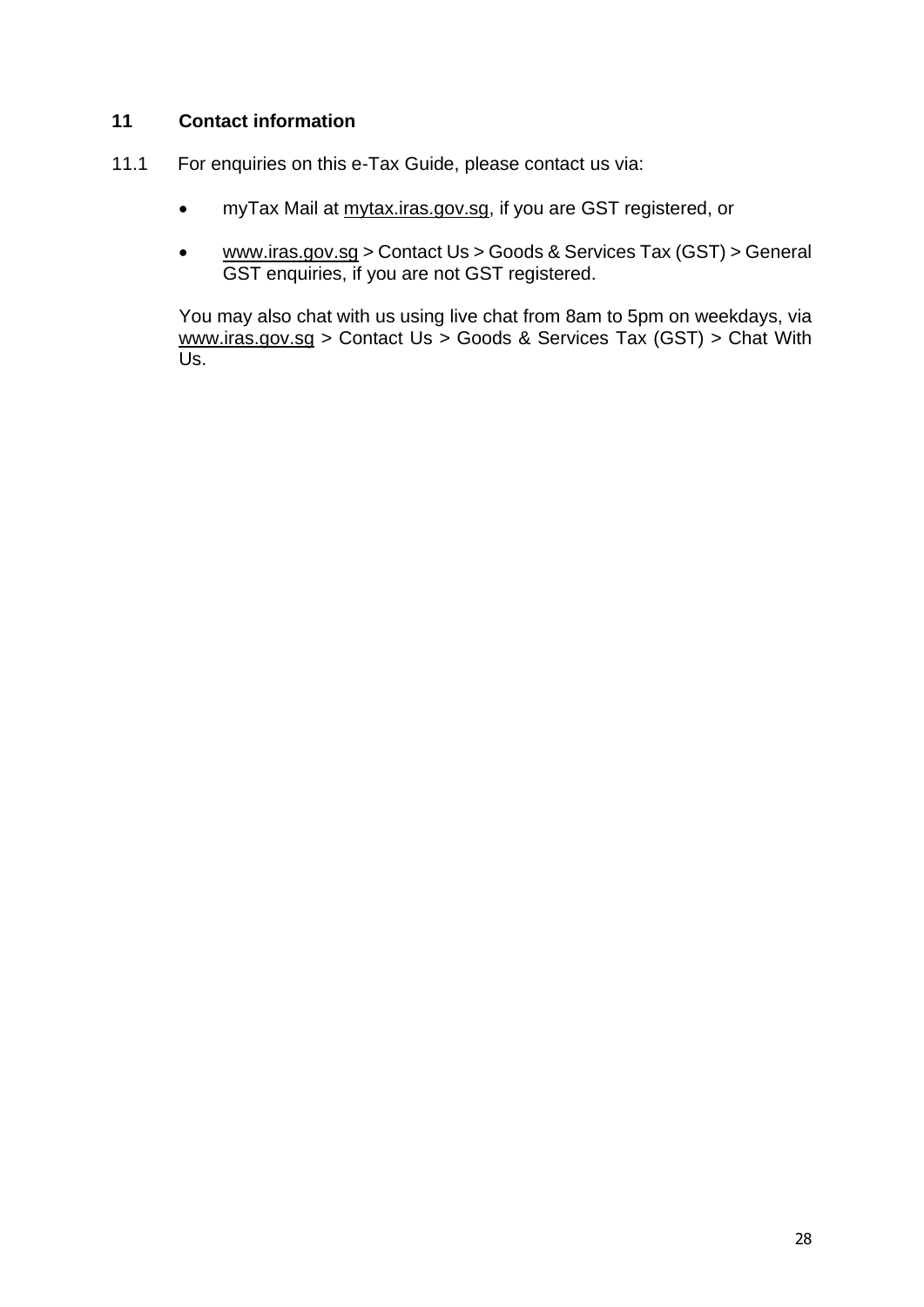## 11 Contact information

11.1 For enquiries on this e-Tax Guide, please contact us via:

- myTax Mail at mytax.iras.gov.sg, if you are GST registered, or
- www.iras.gov.sg > Contact Us > Goods & Services Tax (GST) > General GST enquiries, if you are not GST registered.

You may also chat with us using live chat from 8am to 5pm on weekdays, via www.iras.gov.sg > Contact Us > Goods & Services Tax (GST) > Chat With Us.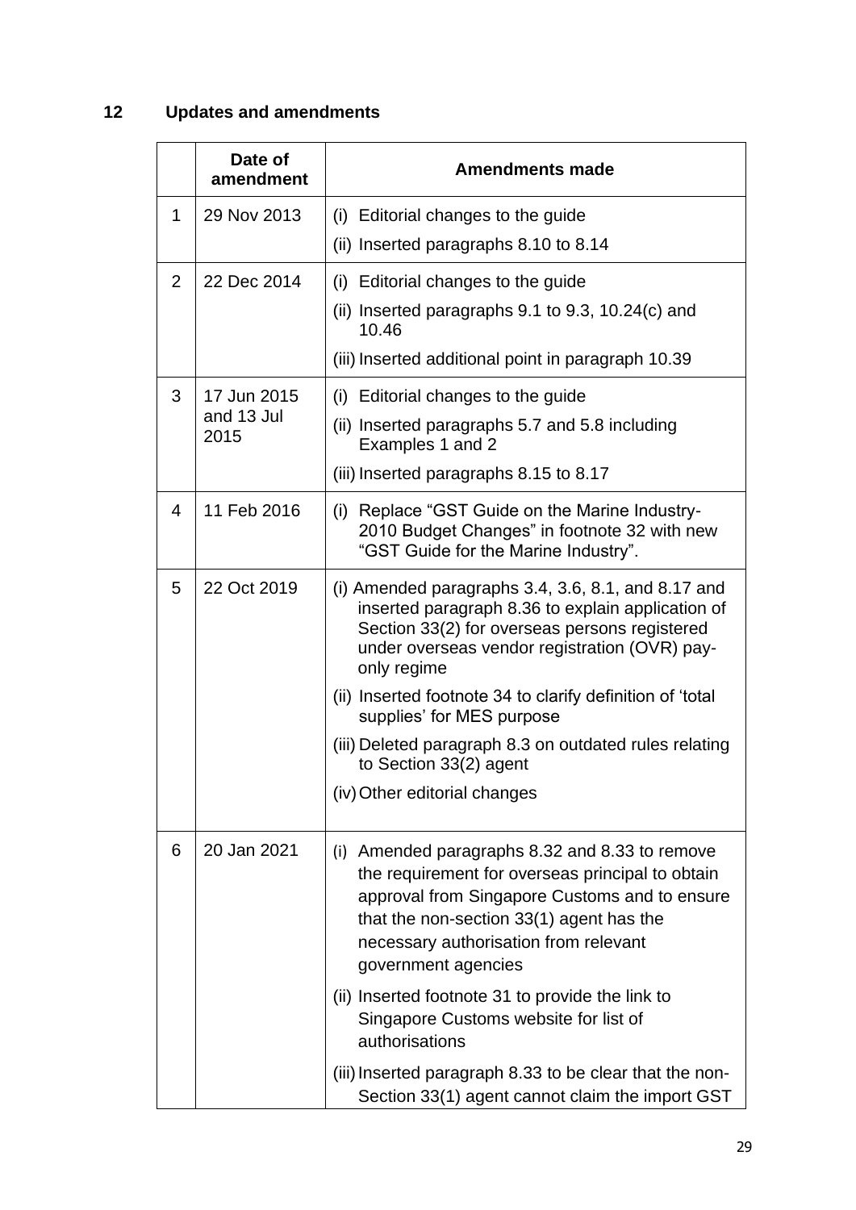## 12 Updates and amendments

| | Date of amendment | Amendments made |
|---|---|---|
| 1 | 29 Nov 2013 | (i) Editorial changes to the guide<br>(ii) Inserted paragraphs 8.10 to 8.14 |
| 2 | 22 Dec 2014 | (i) Editorial changes to the guide<br>(ii) Inserted paragraphs 9.1 to 9.3, 10.24(c) and 10.46<br>(iii) Inserted additional point in paragraph 10.39 |
| 3 | 17 Jun 2015 and 13 Jul 2015 | (i) Editorial changes to the guide<br>(ii) Inserted paragraphs 5.7 and 5.8 including Examples 1 and 2<br>(iii) Inserted paragraphs 8.15 to 8.17 |
| 4 | 11 Feb 2016 | (i) Replace "GST Guide on the Marine Industry-2010 Budget Changes" in footnote 32 with new "GST Guide for the Marine Industry". |
| 5 | 22 Oct 2019 | (i) Amended paragraphs 3.4, 3.6, 8.1, and 8.17 and inserted paragraph 8.36 to explain application of Section 33(2) for overseas persons registered under overseas vendor registration (OVR) pay-only regime<br>(ii) Inserted footnote 34 to clarify definition of 'total supplies' for MES purpose<br>(iii) Deleted paragraph 8.3 on outdated rules relating to Section 33(2) agent<br>(iv) Other editorial changes |
| 6 | 20 Jan 2021 | (i) Amended paragraphs 8.32 and 8.33 to remove the requirement for overseas principal to obtain approval from Singapore Customs and to ensure that the non-section 33(1) agent has the necessary authorisation from relevant government agencies<br>(ii) Inserted footnote 31 to provide the link to Singapore Customs website for list of authorisations<br>(iii) Inserted paragraph 8.33 to be clear that the non-Section 33(1) agent cannot claim the import GST |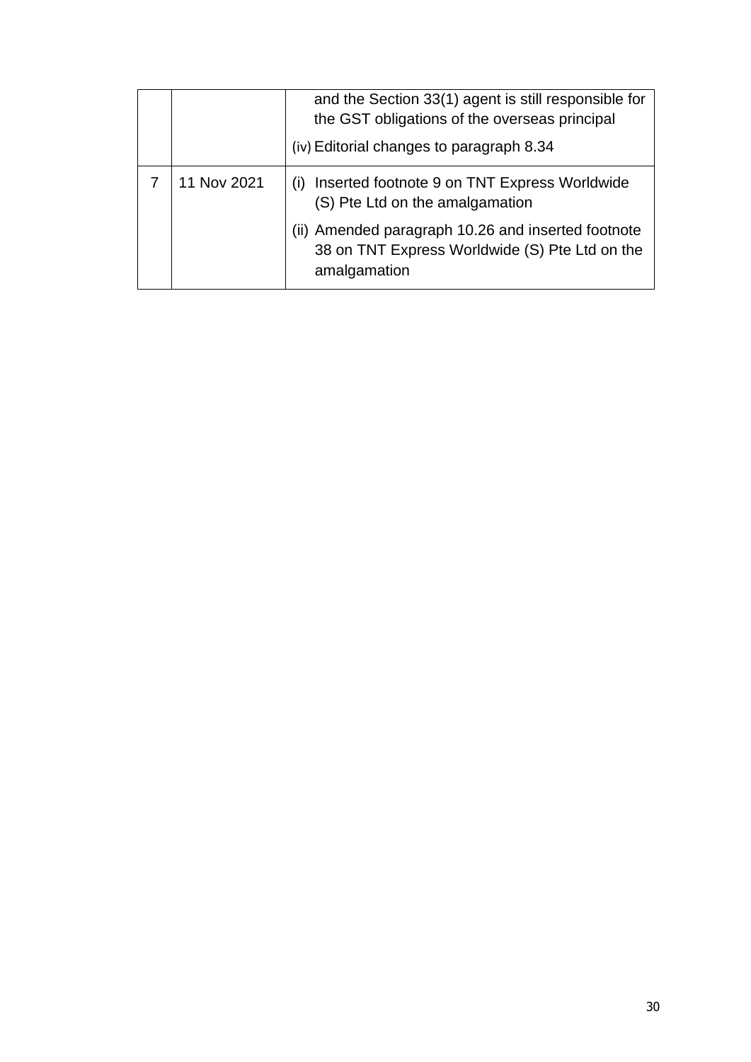| | | |
|---|---|---|
| | | and the Section 33(1) agent is still responsible for the GST obligations of the overseas principal<br><br>(iv) Editorial changes to paragraph 8.34 |
| 7 | 11 Nov 2021 | (i) Inserted footnote 9 on TNT Express Worldwide (S) Pte Ltd on the amalgamation<br><br>(ii) Amended paragraph 10.26 and inserted footnote 38 on TNT Express Worldwide (S) Pte Ltd on the amalgamation |